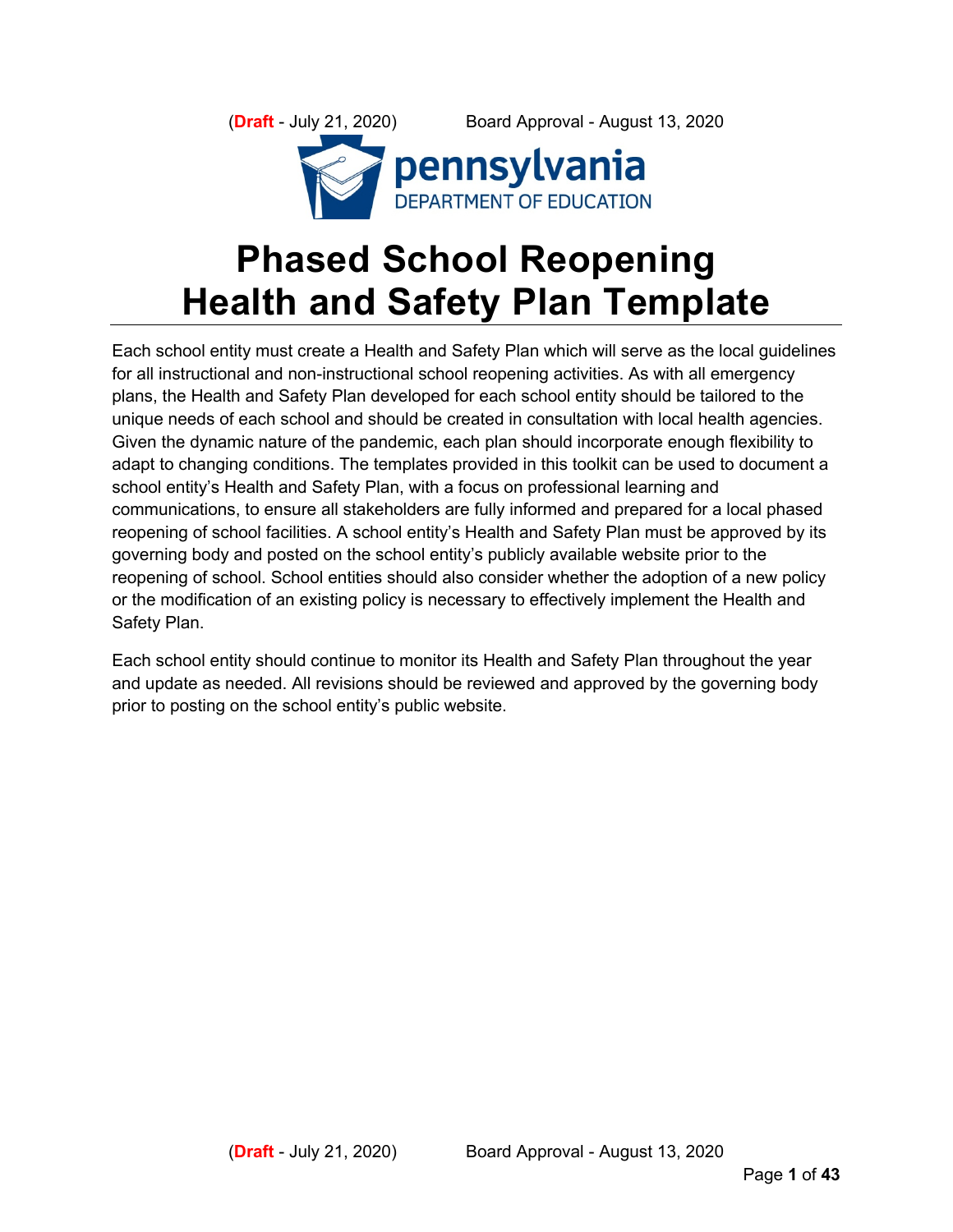(**Draft** - July 21, 2020) Board Approval - August 13, 2020

pennsylvania
DEPARTMENT OF EDUCATION

# Phased School Reopening Health and Safety Plan Template

Each school entity must create a Health and Safety Plan which will serve as the local guidelines for all instructional and non-instructional school reopening activities. As with all emergency plans, the Health and Safety Plan developed for each school entity should be tailored to the unique needs of each school and should be created in consultation with local health agencies. Given the dynamic nature of the pandemic, each plan should incorporate enough flexibility to adapt to changing conditions. The templates provided in this toolkit can be used to document a school entity's Health and Safety Plan, with a focus on professional learning and communications, to ensure all stakeholders are fully informed and prepared for a local phased reopening of school facilities. A school entity's Health and Safety Plan must be approved by its governing body and posted on the school entity's publicly available website prior to the reopening of school. School entities should also consider whether the adoption of a new policy or the modification of an existing policy is necessary to effectively implement the Health and Safety Plan.

Each school entity should continue to monitor its Health and Safety Plan throughout the year and update as needed. All revisions should be reviewed and approved by the governing body prior to posting on the school entity's public website.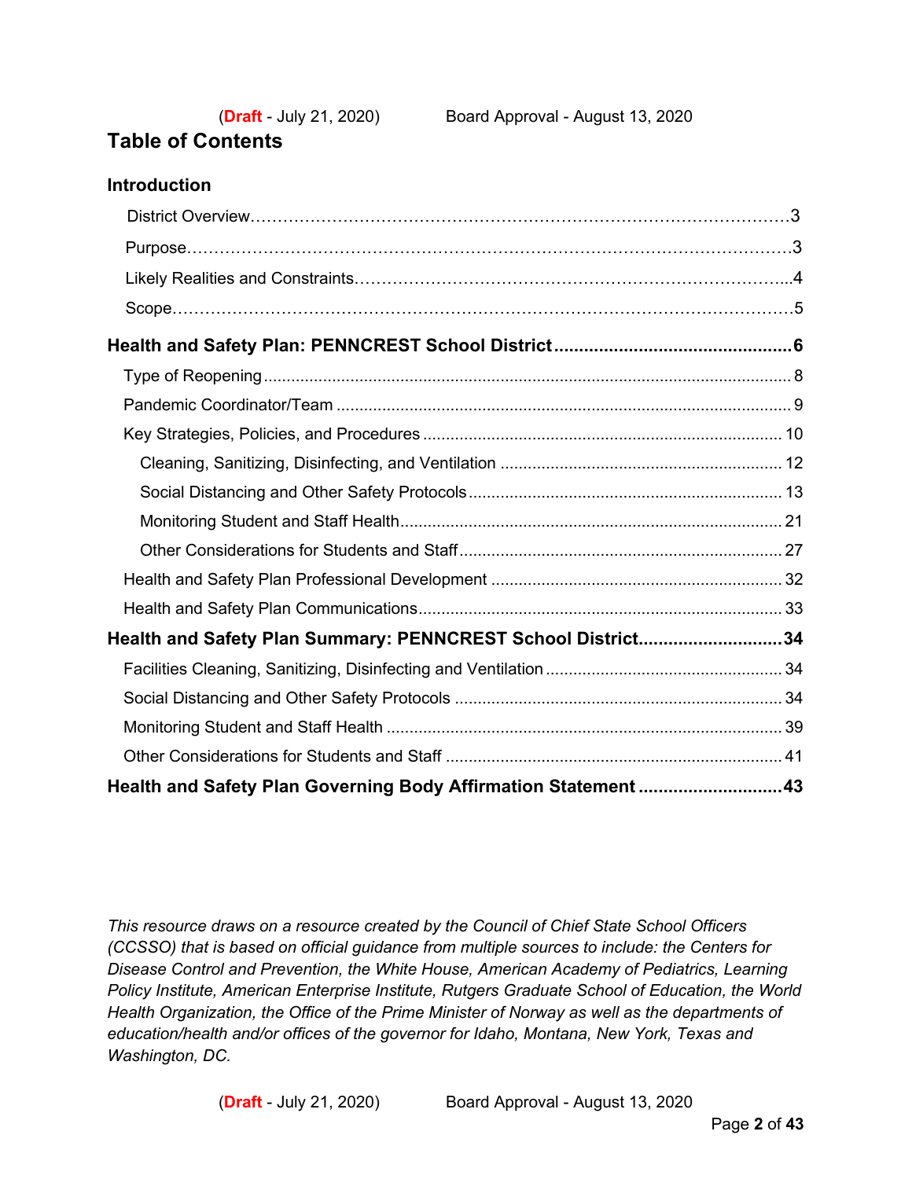# Table of Contents

## Introduction

- District Overview……3
- Purpose……3
- Likely Realities and Constraints……4
- Scope……5

**Health and Safety Plan: PENNCREST School District……6**

- Type of Reopening……8
- Pandemic Coordinator/Team……9
- Key Strategies, Policies, and Procedures……10
  - Cleaning, Sanitizing, Disinfecting, and Ventilation……12
  - Social Distancing and Other Safety Protocols……13
  - Monitoring Student and Staff Health……21
  - Other Considerations for Students and Staff……27
- Health and Safety Plan Professional Development……32
- Health and Safety Plan Communications……33

**Health and Safety Plan Summary: PENNCREST School District……34**

- Facilities Cleaning, Sanitizing, Disinfecting and Ventilation……34
- Social Distancing and Other Safety Protocols……34
- Monitoring Student and Staff Health……39
- Other Considerations for Students and Staff……41

**Health and Safety Plan Governing Body Affirmation Statement……43**

*This resource draws on a resource created by the Council of Chief State School Officers (CCSSO) that is based on official guidance from multiple sources to include: the Centers for Disease Control and Prevention, the White House, American Academy of Pediatrics, Learning Policy Institute, American Enterprise Institute, Rutgers Graduate School of Education, the World Health Organization, the Office of the Prime Minister of Norway as well as the departments of education/health and/or offices of the governor for Idaho, Montana, New York, Texas and Washington, DC.*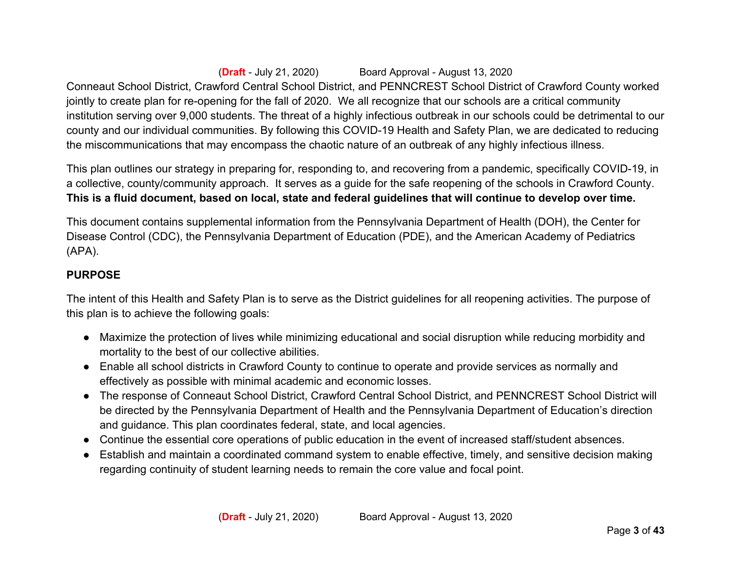Conneaut School District, Crawford Central School District, and PENNCREST School District of Crawford County worked jointly to create plan for re-opening for the fall of 2020. We all recognize that our schools are a critical community institution serving over 9,000 students. The threat of a highly infectious outbreak in our schools could be detrimental to our county and our individual communities. By following this COVID-19 Health and Safety Plan, we are dedicated to reducing the miscommunications that may encompass the chaotic nature of an outbreak of any highly infectious illness.

This plan outlines our strategy in preparing for, responding to, and recovering from a pandemic, specifically COVID-19, in a collective, county/community approach. It serves as a guide for the safe reopening of the schools in Crawford County. **This is a fluid document, based on local, state and federal guidelines that will continue to develop over time.**

This document contains supplemental information from the Pennsylvania Department of Health (DOH), the Center for Disease Control (CDC), the Pennsylvania Department of Education (PDE), and the American Academy of Pediatrics (APA).

**PURPOSE**

The intent of this Health and Safety Plan is to serve as the District guidelines for all reopening activities. The purpose of this plan is to achieve the following goals:

- Maximize the protection of lives while minimizing educational and social disruption while reducing morbidity and mortality to the best of our collective abilities.
- Enable all school districts in Crawford County to continue to operate and provide services as normally and effectively as possible with minimal academic and economic losses.
- The response of Conneaut School District, Crawford Central School District, and PENNCREST School District will be directed by the Pennsylvania Department of Health and the Pennsylvania Department of Education's direction and guidance. This plan coordinates federal, state, and local agencies.
- Continue the essential core operations of public education in the event of increased staff/student absences.
- Establish and maintain a coordinated command system to enable effective, timely, and sensitive decision making regarding continuity of student learning needs to remain the core value and focal point.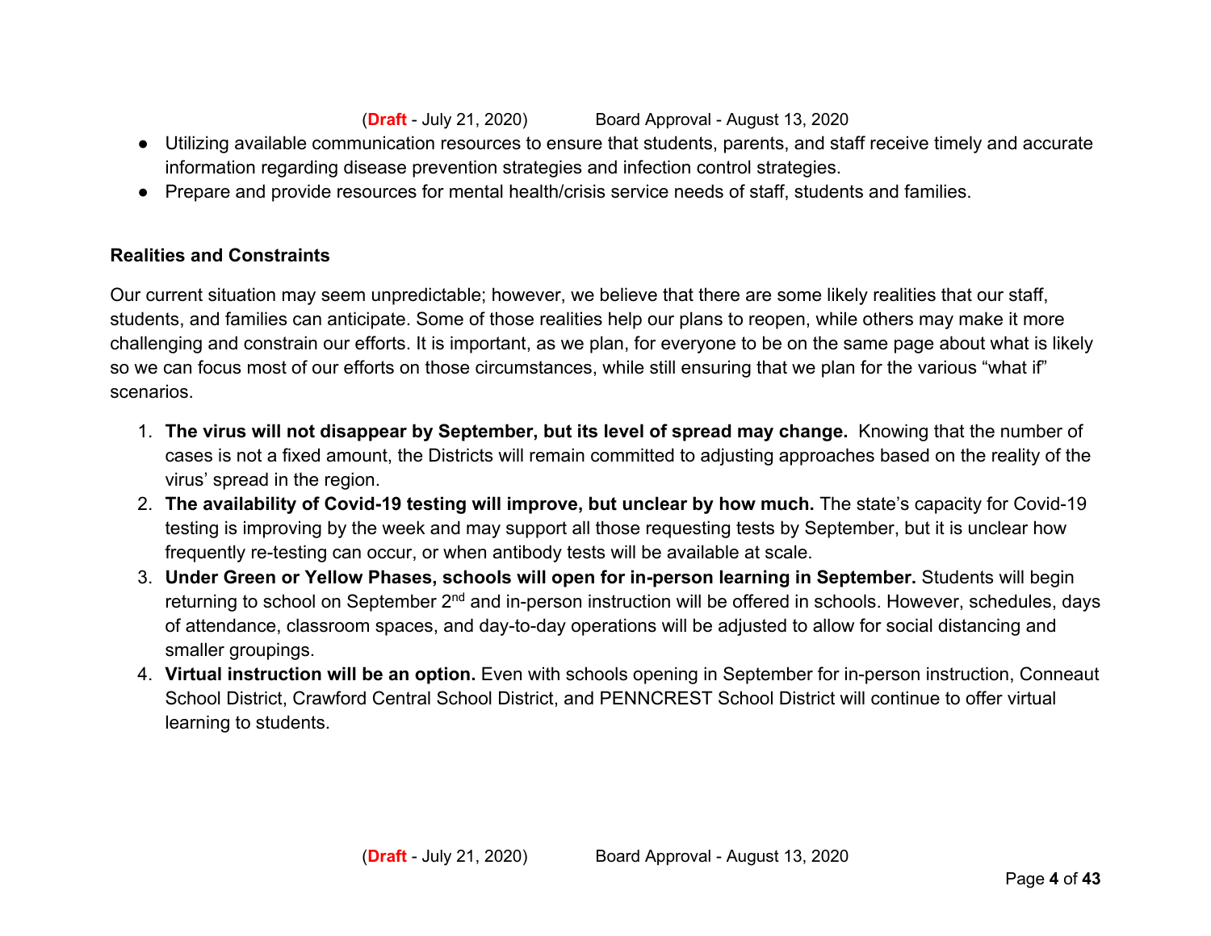- Utilizing available communication resources to ensure that students, parents, and staff receive timely and accurate information regarding disease prevention strategies and infection control strategies.
- Prepare and provide resources for mental health/crisis service needs of staff, students and families.

### Realities and Constraints

Our current situation may seem unpredictable; however, we believe that there are some likely realities that our staff, students, and families can anticipate. Some of those realities help our plans to reopen, while others may make it more challenging and constrain our efforts. It is important, as we plan, for everyone to be on the same page about what is likely so we can focus most of our efforts on those circumstances, while still ensuring that we plan for the various "what if" scenarios.

1. **The virus will not disappear by September, but its level of spread may change.** Knowing that the number of cases is not a fixed amount, the Districts will remain committed to adjusting approaches based on the reality of the virus' spread in the region.
2. **The availability of Covid-19 testing will improve, but unclear by how much.** The state's capacity for Covid-19 testing is improving by the week and may support all those requesting tests by September, but it is unclear how frequently re-testing can occur, or when antibody tests will be available at scale.
3. **Under Green or Yellow Phases, schools will open for in-person learning in September.** Students will begin returning to school on September 2nd and in-person instruction will be offered in schools. However, schedules, days of attendance, classroom spaces, and day-to-day operations will be adjusted to allow for social distancing and smaller groupings.
4. **Virtual instruction will be an option.** Even with schools opening in September for in-person instruction, Conneaut School District, Crawford Central School District, and PENNCREST School District will continue to offer virtual learning to students.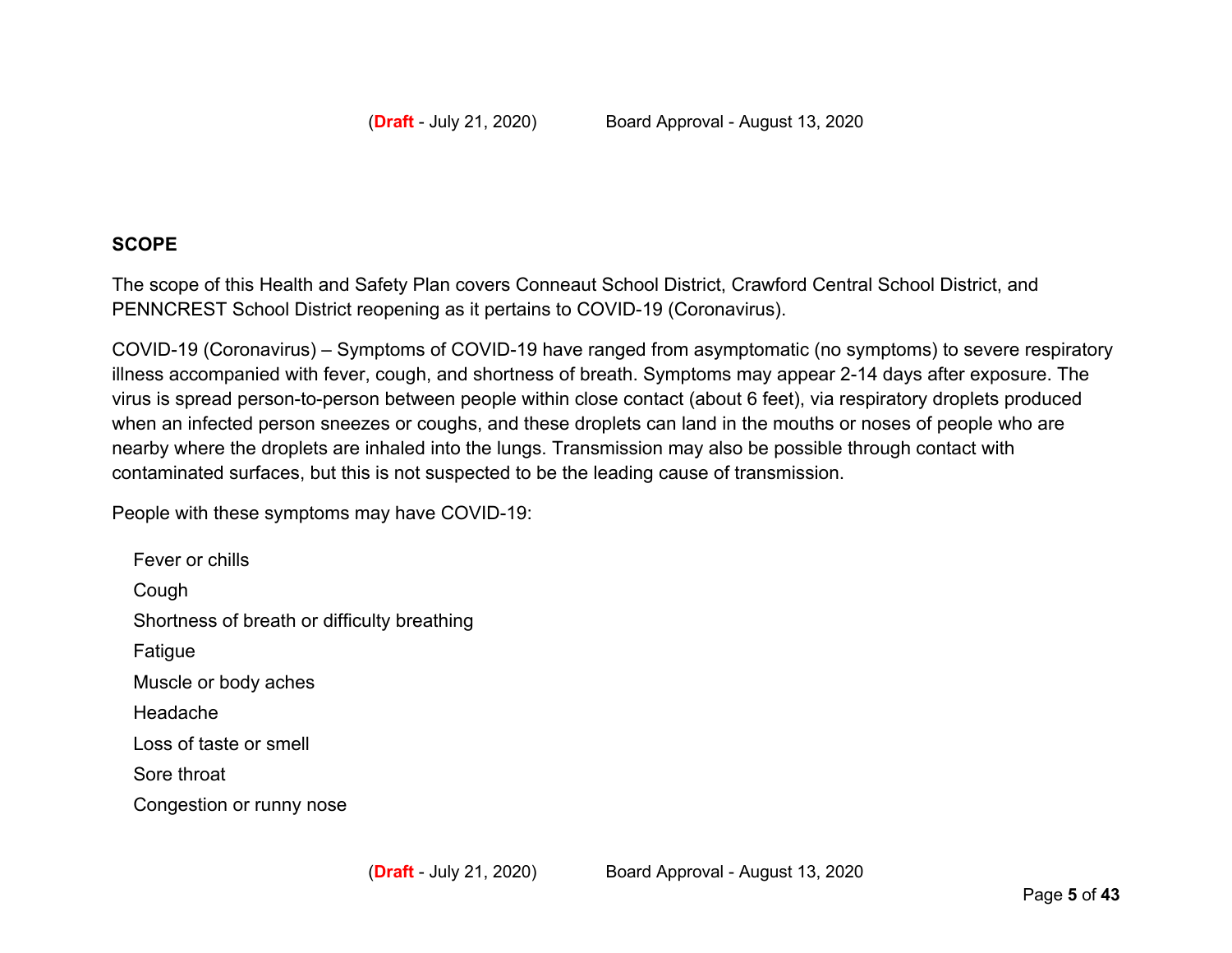## SCOPE

The scope of this Health and Safety Plan covers Conneaut School District, Crawford Central School District, and PENNCREST School District reopening as it pertains to COVID-19 (Coronavirus).

COVID-19 (Coronavirus) – Symptoms of COVID-19 have ranged from asymptomatic (no symptoms) to severe respiratory illness accompanied with fever, cough, and shortness of breath. Symptoms may appear 2-14 days after exposure. The virus is spread person-to-person between people within close contact (about 6 feet), via respiratory droplets produced when an infected person sneezes or coughs, and these droplets can land in the mouths or noses of people who are nearby where the droplets are inhaled into the lungs. Transmission may also be possible through contact with contaminated surfaces, but this is not suspected to be the leading cause of transmission.

People with these symptoms may have COVID-19:

- Fever or chills
- Cough
- Shortness of breath or difficulty breathing
- Fatigue
- Muscle or body aches
- Headache
- Loss of taste or smell
- Sore throat
- Congestion or runny nose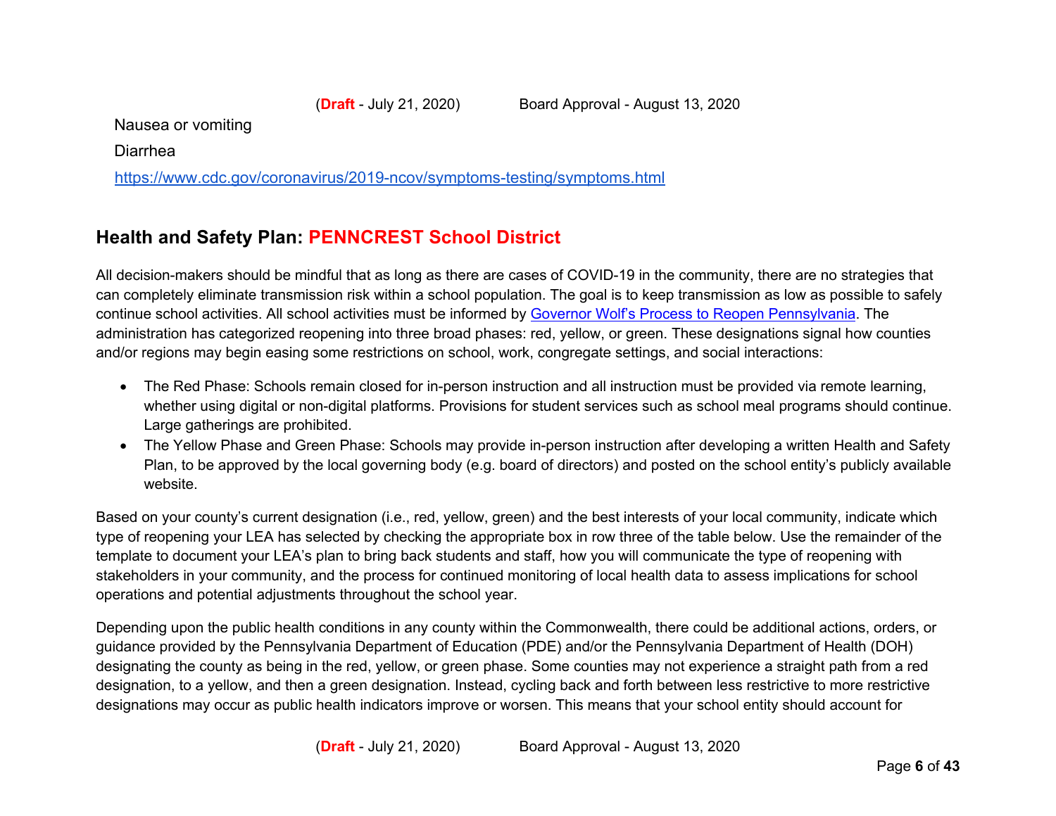Nausea or vomiting

Diarrhea

[https://www.cdc.gov/coronavirus/2019-ncov/symptoms-testing/symptoms.html](https://www.cdc.gov/coronavirus/2019-ncov/symptoms-testing/symptoms.html)

## Health and Safety Plan: PENNCREST School District

All decision-makers should be mindful that as long as there are cases of COVID-19 in the community, there are no strategies that can completely eliminate transmission risk within a school population. The goal is to keep transmission as low as possible to safely continue school activities. All school activities must be informed by [Governor Wolf's Process to Reopen Pennsylvania](). The administration has categorized reopening into three broad phases: red, yellow, or green. These designations signal how counties and/or regions may begin easing some restrictions on school, work, congregate settings, and social interactions:

- The Red Phase: Schools remain closed for in-person instruction and all instruction must be provided via remote learning, whether using digital or non-digital platforms. Provisions for student services such as school meal programs should continue. Large gatherings are prohibited.
- The Yellow Phase and Green Phase: Schools may provide in-person instruction after developing a written Health and Safety Plan, to be approved by the local governing body (e.g. board of directors) and posted on the school entity's publicly available website.

Based on your county's current designation (i.e., red, yellow, green) and the best interests of your local community, indicate which type of reopening your LEA has selected by checking the appropriate box in row three of the table below. Use the remainder of the template to document your LEA's plan to bring back students and staff, how you will communicate the type of reopening with stakeholders in your community, and the process for continued monitoring of local health data to assess implications for school operations and potential adjustments throughout the school year.

Depending upon the public health conditions in any county within the Commonwealth, there could be additional actions, orders, or guidance provided by the Pennsylvania Department of Education (PDE) and/or the Pennsylvania Department of Health (DOH) designating the county as being in the red, yellow, or green phase. Some counties may not experience a straight path from a red designation, to a yellow, and then a green designation. Instead, cycling back and forth between less restrictive to more restrictive designations may occur as public health indicators improve or worsen. This means that your school entity should account for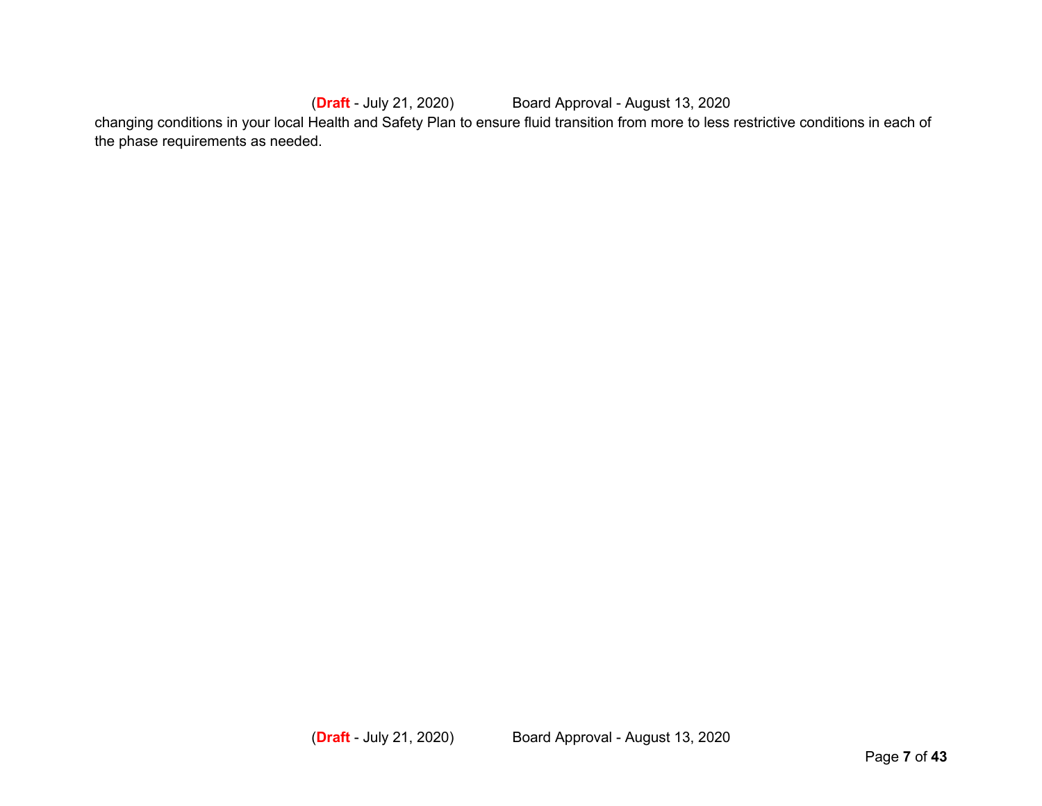changing conditions in your local Health and Safety Plan to ensure fluid transition from more to less restrictive conditions in each of the phase requirements as needed.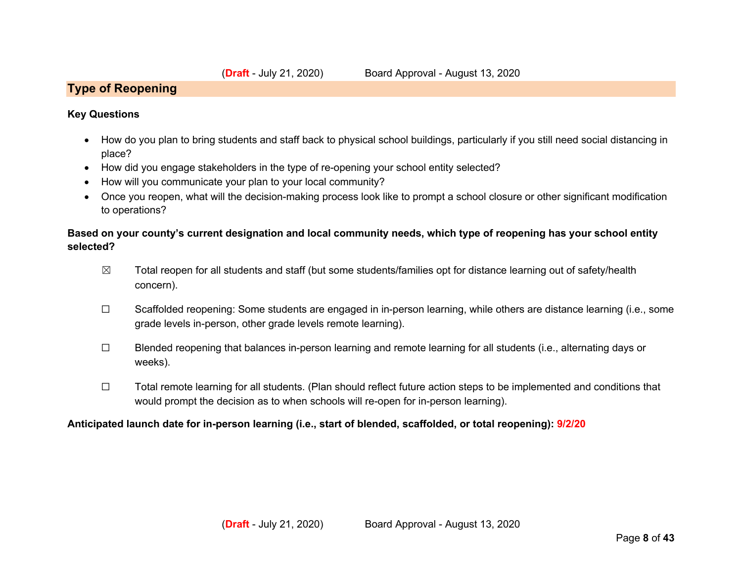## Type of Reopening

**Key Questions**

- How do you plan to bring students and staff back to physical school buildings, particularly if you still need social distancing in place?
- How did you engage stakeholders in the type of re-opening your school entity selected?
- How will you communicate your plan to your local community?
- Once you reopen, what will the decision-making process look like to prompt a school closure or other significant modification to operations?

**Based on your county's current designation and local community needs, which type of reopening has your school entity selected?**

☒ Total reopen for all students and staff (but some students/families opt for distance learning out of safety/health concern).

☐ Scaffolded reopening: Some students are engaged in in-person learning, while others are distance learning (i.e., some grade levels in-person, other grade levels remote learning).

☐ Blended reopening that balances in-person learning and remote learning for all students (i.e., alternating days or weeks).

☐ Total remote learning for all students. (Plan should reflect future action steps to be implemented and conditions that would prompt the decision as to when schools will re-open for in-person learning).

**Anticipated launch date for in-person learning (i.e., start of blended, scaffolded, or total reopening): 9/2/20**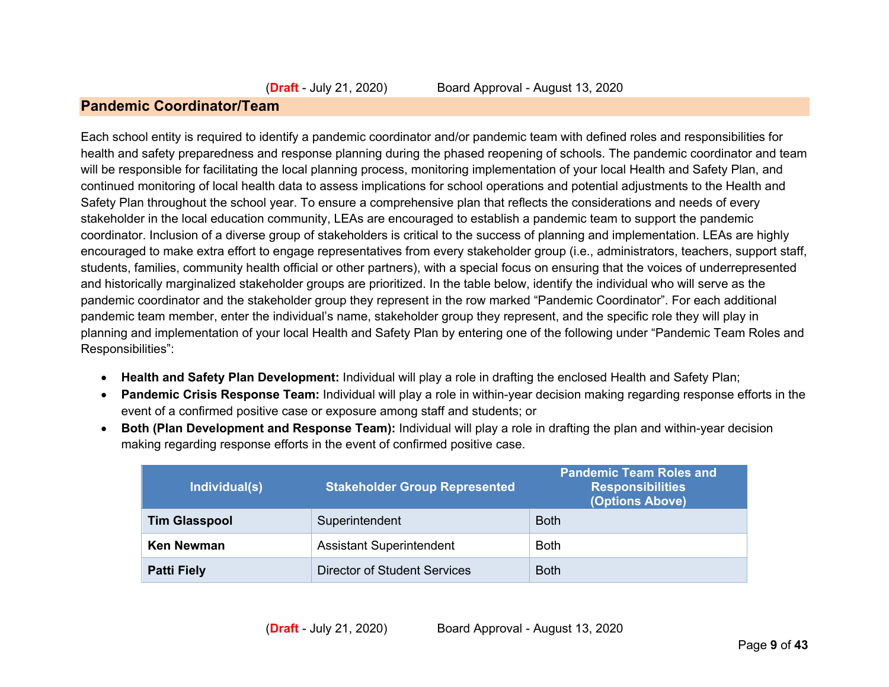## Pandemic Coordinator/Team

Each school entity is required to identify a pandemic coordinator and/or pandemic team with defined roles and responsibilities for health and safety preparedness and response planning during the phased reopening of schools. The pandemic coordinator and team will be responsible for facilitating the local planning process, monitoring implementation of your local Health and Safety Plan, and continued monitoring of local health data to assess implications for school operations and potential adjustments to the Health and Safety Plan throughout the school year. To ensure a comprehensive plan that reflects the considerations and needs of every stakeholder in the local education community, LEAs are encouraged to establish a pandemic team to support the pandemic coordinator. Inclusion of a diverse group of stakeholders is critical to the success of planning and implementation. LEAs are highly encouraged to make extra effort to engage representatives from every stakeholder group (i.e., administrators, teachers, support staff, students, families, community health official or other partners), with a special focus on ensuring that the voices of underrepresented and historically marginalized stakeholder groups are prioritized. In the table below, identify the individual who will serve as the pandemic coordinator and the stakeholder group they represent in the row marked "Pandemic Coordinator". For each additional pandemic team member, enter the individual's name, stakeholder group they represent, and the specific role they will play in planning and implementation of your local Health and Safety Plan by entering one of the following under "Pandemic Team Roles and Responsibilities":

- **Health and Safety Plan Development:** Individual will play a role in drafting the enclosed Health and Safety Plan;
- **Pandemic Crisis Response Team:** Individual will play a role in within-year decision making regarding response efforts in the event of a confirmed positive case or exposure among staff and students; or
- **Both (Plan Development and Response Team):** Individual will play a role in drafting the plan and within-year decision making regarding response efforts in the event of confirmed positive case.

| Individual(s) | Stakeholder Group Represented | Pandemic Team Roles and Responsibilities (Options Above) |
|---|---|---|
| **Tim Glasspool** | Superintendent | Both |
| **Ken Newman** | Assistant Superintendent | Both |
| **Patti Fiely** | Director of Student Services | Both |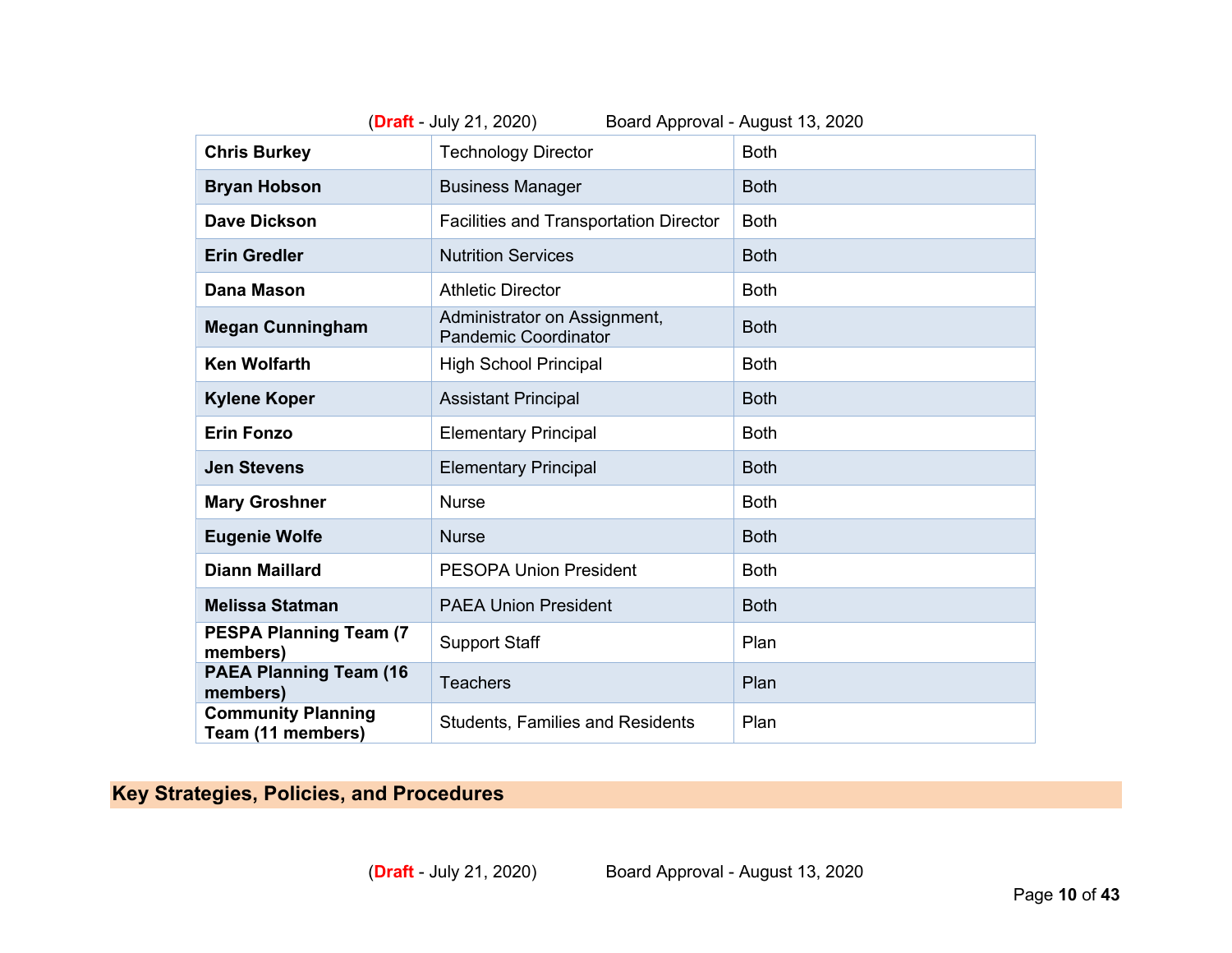| | | |
|---|---|---|
| **Chris Burkey** | Technology Director | Both |
| **Bryan Hobson** | Business Manager | Both |
| **Dave Dickson** | Facilities and Transportation Director | Both |
| **Erin Gredler** | Nutrition Services | Both |
| **Dana Mason** | Athletic Director | Both |
| **Megan Cunningham** | Administrator on Assignment, Pandemic Coordinator | Both |
| **Ken Wolfarth** | High School Principal | Both |
| **Kylene Koper** | Assistant Principal | Both |
| **Erin Fonzo** | Elementary Principal | Both |
| **Jen Stevens** | Elementary Principal | Both |
| **Mary Groshner** | Nurse | Both |
| **Eugenie Wolfe** | Nurse | Both |
| **Diann Maillard** | PESOPA Union President | Both |
| **Melissa Statman** | PAEA Union President | Both |
| **PESPA Planning Team (7 members)** | Support Staff | Plan |
| **PAEA Planning Team (16 members)** | Teachers | Plan |
| **Community Planning Team (11 members)** | Students, Families and Residents | Plan |

## Key Strategies, Policies, and Procedures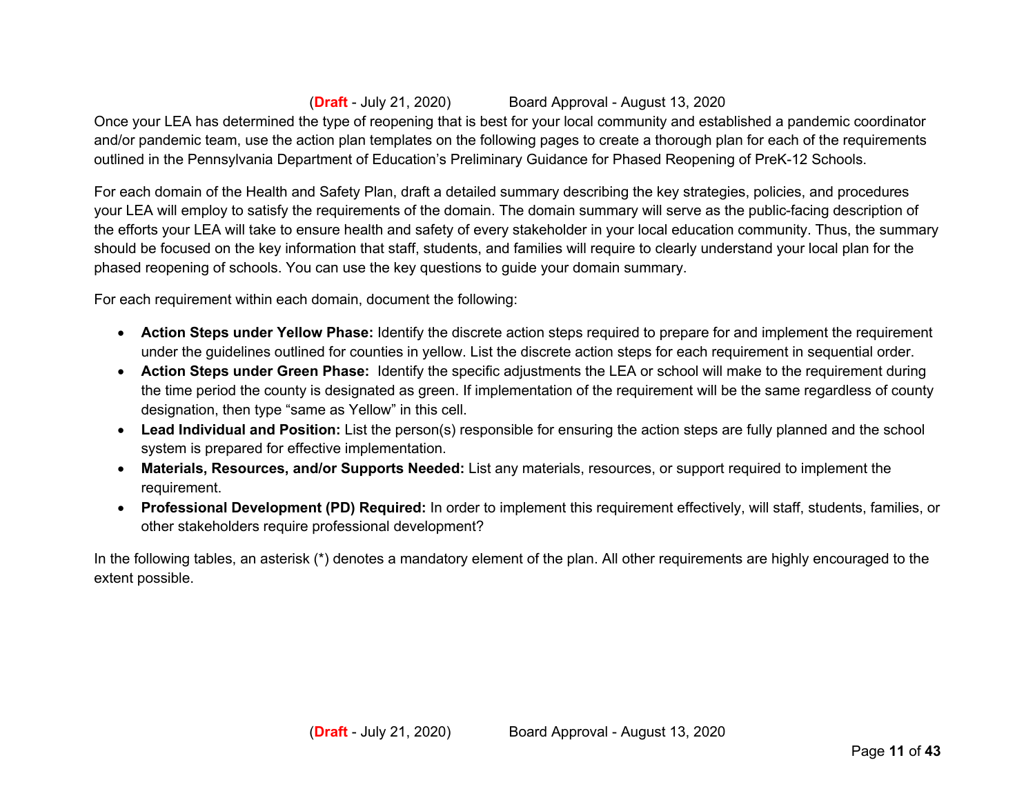Once your LEA has determined the type of reopening that is best for your local community and established a pandemic coordinator and/or pandemic team, use the action plan templates on the following pages to create a thorough plan for each of the requirements outlined in the Pennsylvania Department of Education's Preliminary Guidance for Phased Reopening of PreK-12 Schools.

For each domain of the Health and Safety Plan, draft a detailed summary describing the key strategies, policies, and procedures your LEA will employ to satisfy the requirements of the domain. The domain summary will serve as the public-facing description of the efforts your LEA will take to ensure health and safety of every stakeholder in your local education community. Thus, the summary should be focused on the key information that staff, students, and families will require to clearly understand your local plan for the phased reopening of schools. You can use the key questions to guide your domain summary.

For each requirement within each domain, document the following:

- **Action Steps under Yellow Phase:** Identify the discrete action steps required to prepare for and implement the requirement under the guidelines outlined for counties in yellow. List the discrete action steps for each requirement in sequential order.
- **Action Steps under Green Phase:** Identify the specific adjustments the LEA or school will make to the requirement during the time period the county is designated as green. If implementation of the requirement will be the same regardless of county designation, then type "same as Yellow" in this cell.
- **Lead Individual and Position:** List the person(s) responsible for ensuring the action steps are fully planned and the school system is prepared for effective implementation.
- **Materials, Resources, and/or Supports Needed:** List any materials, resources, or support required to implement the requirement.
- **Professional Development (PD) Required:** In order to implement this requirement effectively, will staff, students, families, or other stakeholders require professional development?

In the following tables, an asterisk (*) denotes a mandatory element of the plan. All other requirements are highly encouraged to the extent possible.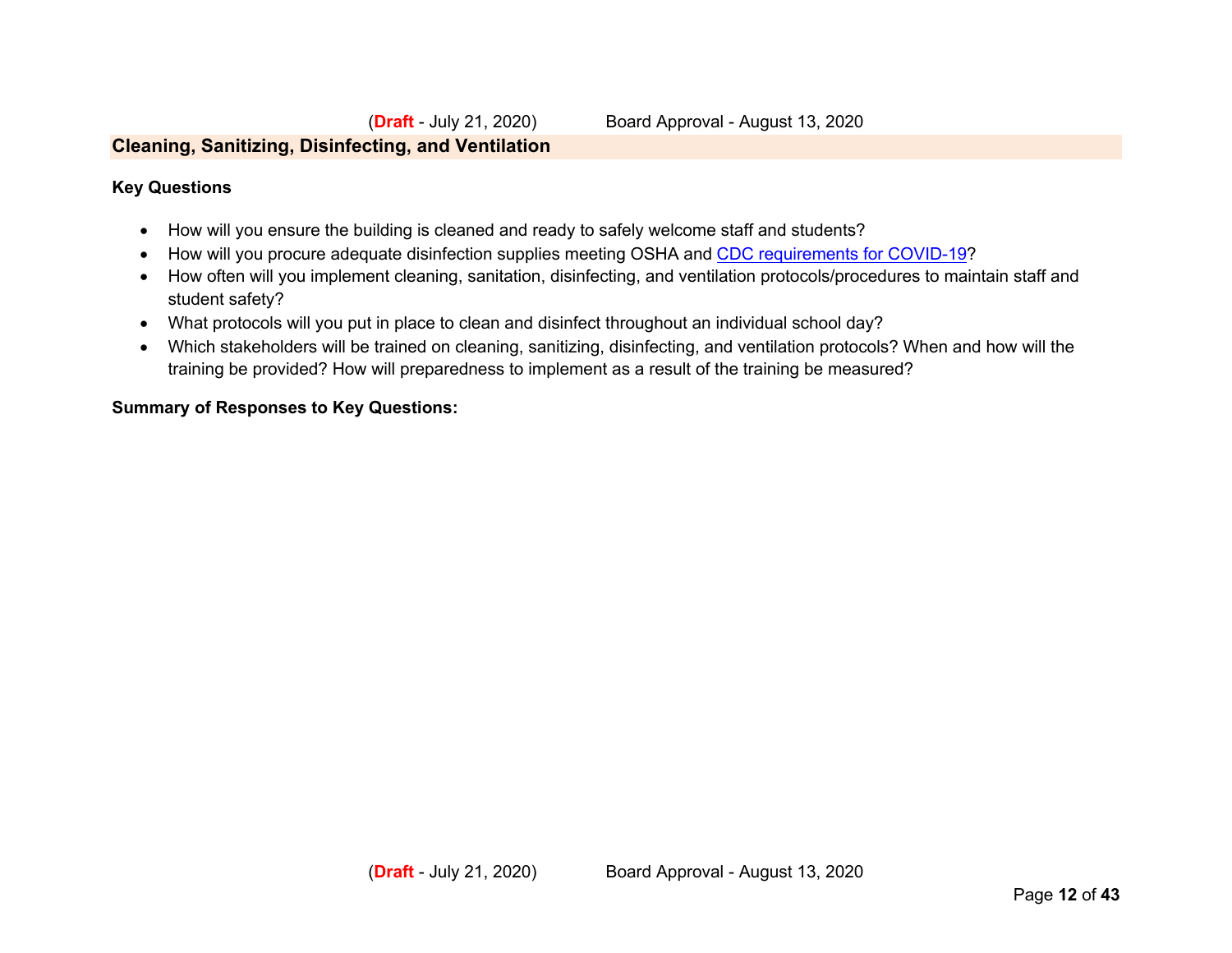## Cleaning, Sanitizing, Disinfecting, and Ventilation

**Key Questions**

- How will you ensure the building is cleaned and ready to safely welcome staff and students?
- How will you procure adequate disinfection supplies meeting OSHA and [CDC requirements for COVID-19](#)?
- How often will you implement cleaning, sanitation, disinfecting, and ventilation protocols/procedures to maintain staff and student safety?
- What protocols will you put in place to clean and disinfect throughout an individual school day?
- Which stakeholders will be trained on cleaning, sanitizing, disinfecting, and ventilation protocols? When and how will the training be provided? How will preparedness to implement as a result of the training be measured?

**Summary of Responses to Key Questions:**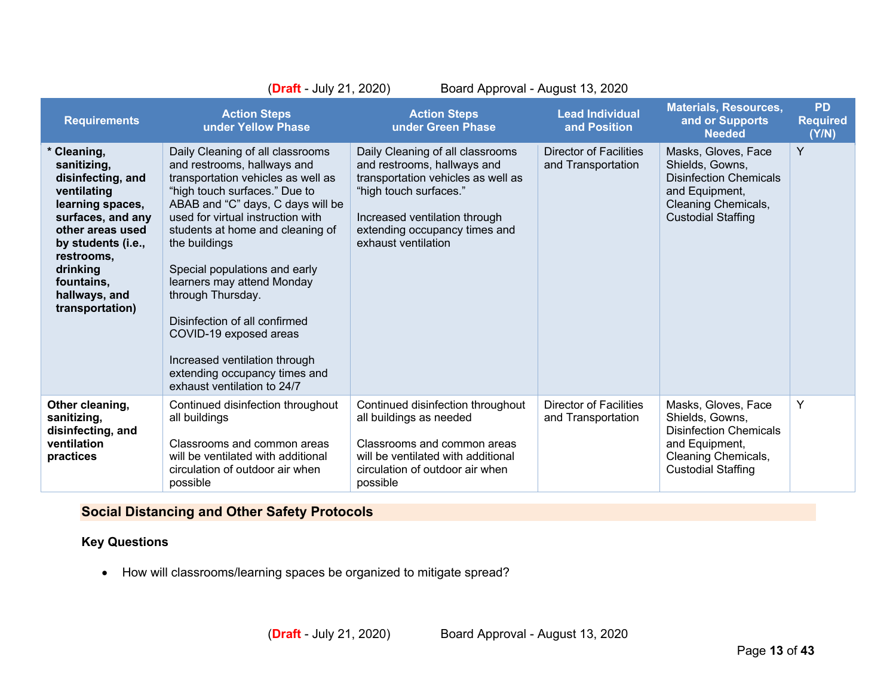| Requirements | Action Steps under Yellow Phase | Action Steps under Green Phase | Lead Individual and Position | Materials, Resources, and or Supports Needed | PD Required (Y/N) |
|---|---|---|---|---|---|
| **\* Cleaning, sanitizing, disinfecting, and ventilating learning spaces, surfaces, and any other areas used by students (i.e., restrooms, drinking fountains, hallways, and transportation)** | Daily Cleaning of all classrooms and restrooms, hallways and transportation vehicles as well as "high touch surfaces." Due to ABAB and "C" days, C days will be used for virtual instruction with students at home and cleaning of the buildings<br><br>Special populations and early learners may attend Monday through Thursday.<br><br>Disinfection of all confirmed COVID-19 exposed areas<br><br>Increased ventilation through extending occupancy times and exhaust ventilation to 24/7 | Daily Cleaning of all classrooms and restrooms, hallways and transportation vehicles as well as "high touch surfaces."<br><br>Increased ventilation through extending occupancy times and exhaust ventilation | Director of Facilities and Transportation | Masks, Gloves, Face Shields, Gowns, Disinfection Chemicals and Equipment, Cleaning Chemicals, Custodial Staffing | Y |
| **Other cleaning, sanitizing, disinfecting, and ventilation practices** | Continued disinfection throughout all buildings<br><br>Classrooms and common areas will be ventilated with additional circulation of outdoor air when possible | Continued disinfection throughout all buildings as needed<br><br>Classrooms and common areas will be ventilated with additional circulation of outdoor air when possible | Director of Facilities and Transportation | Masks, Gloves, Face Shields, Gowns, Disinfection Chemicals and Equipment, Cleaning Chemicals, Custodial Staffing | Y |

## Social Distancing and Other Safety Protocols

**Key Questions**

- How will classrooms/learning spaces be organized to mitigate spread?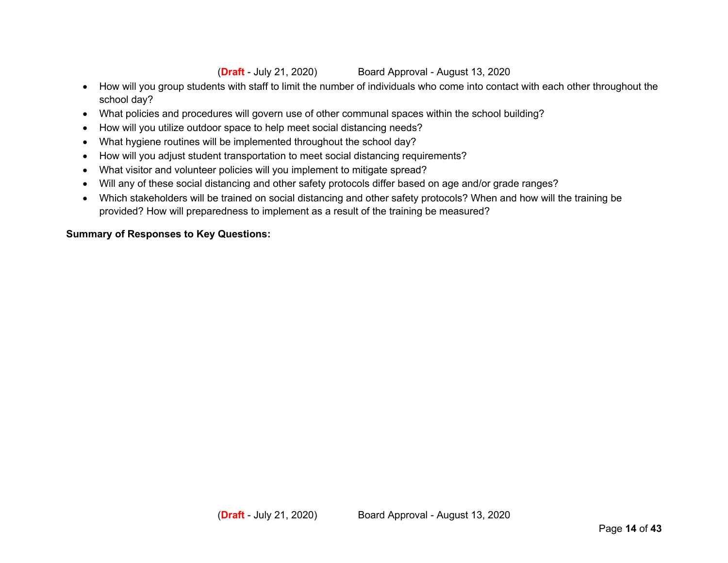- How will you group students with staff to limit the number of individuals who come into contact with each other throughout the school day?
- What policies and procedures will govern use of other communal spaces within the school building?
- How will you utilize outdoor space to help meet social distancing needs?
- What hygiene routines will be implemented throughout the school day?
- How will you adjust student transportation to meet social distancing requirements?
- What visitor and volunteer policies will you implement to mitigate spread?
- Will any of these social distancing and other safety protocols differ based on age and/or grade ranges?
- Which stakeholders will be trained on social distancing and other safety protocols? When and how will the training be provided? How will preparedness to implement as a result of the training be measured?

**Summary of Responses to Key Questions:**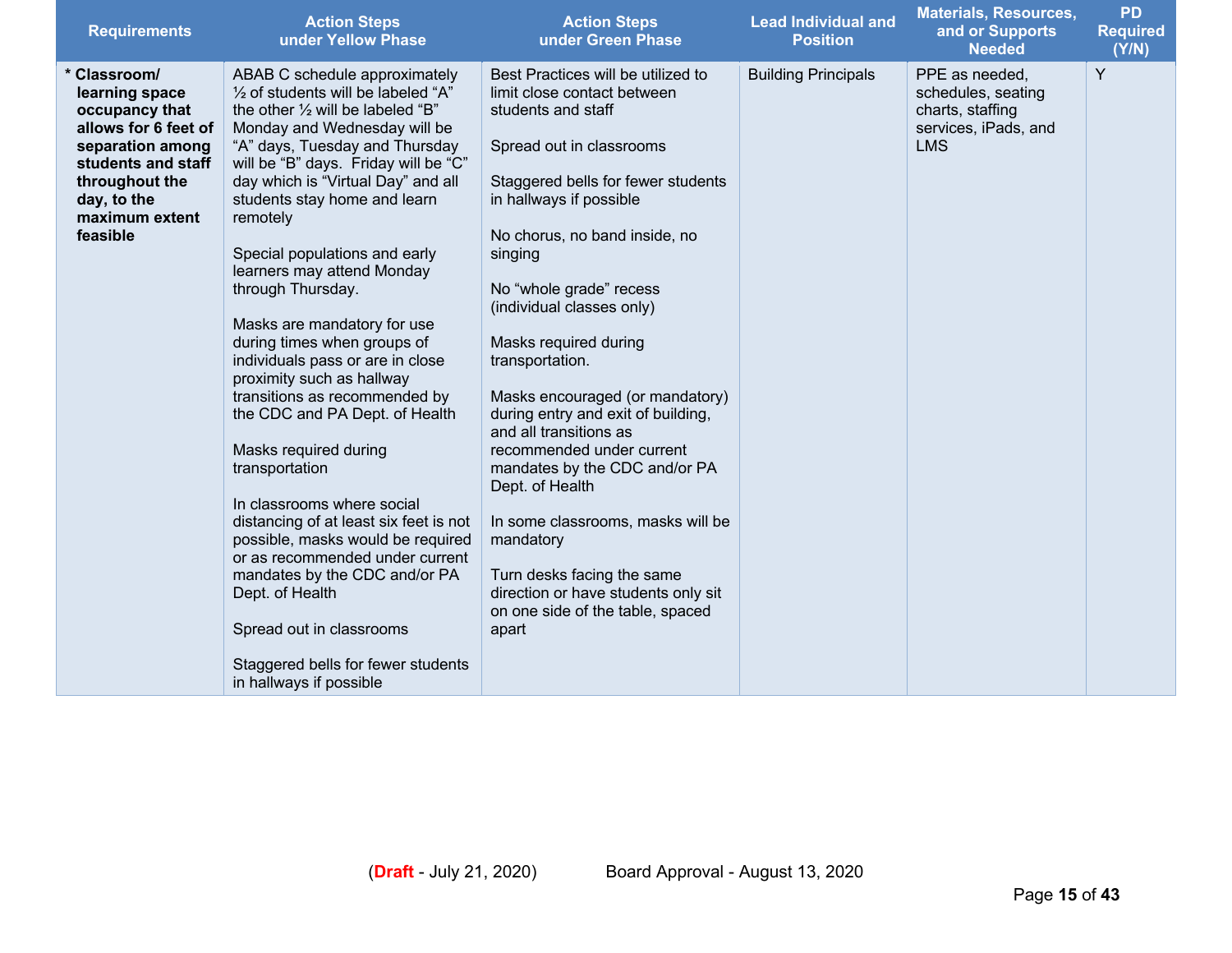| Requirements | Action Steps under Yellow Phase | Action Steps under Green Phase | Lead Individual and Position | Materials, Resources, and or Supports Needed | PD Required (Y/N) |
|---|---|---|---|---|---|
| **\* Classroom/ learning space occupancy that allows for 6 feet of separation among students and staff throughout the day, to the maximum extent feasible** | ABAB C schedule approximately ½ of students will be labeled “A” the other ½ will be labeled “B” Monday and Wednesday will be “A” days, Tuesday and Thursday will be “B” days. Friday will be “C” day which is “Virtual Day” and all students stay home and learn remotely<br><br>Special populations and early learners may attend Monday through Thursday.<br><br>Masks are mandatory for use during times when groups of individuals pass or are in close proximity such as hallway transitions as recommended by the CDC and PA Dept. of Health<br><br>Masks required during transportation<br><br>In classrooms where social distancing of at least six feet is not possible, masks would be required or as recommended under current mandates by the CDC and/or PA Dept. of Health<br><br>Spread out in classrooms<br><br>Staggered bells for fewer students in hallways if possible | Best Practices will be utilized to limit close contact between students and staff<br><br>Spread out in classrooms<br><br>Staggered bells for fewer students in hallways if possible<br><br>No chorus, no band inside, no singing<br><br>No “whole grade” recess (individual classes only)<br><br>Masks required during transportation.<br><br>Masks encouraged (or mandatory) during entry and exit of building, and all transitions as recommended under current mandates by the CDC and/or PA Dept. of Health<br><br>In some classrooms, masks will be mandatory<br><br>Turn desks facing the same direction or have students only sit on one side of the table, spaced apart | Building Principals | PPE as needed, schedules, seating charts, staffing services, iPads, and LMS | Y |

(**Draft** - July 21, 2020) Board Approval - August 13, 2020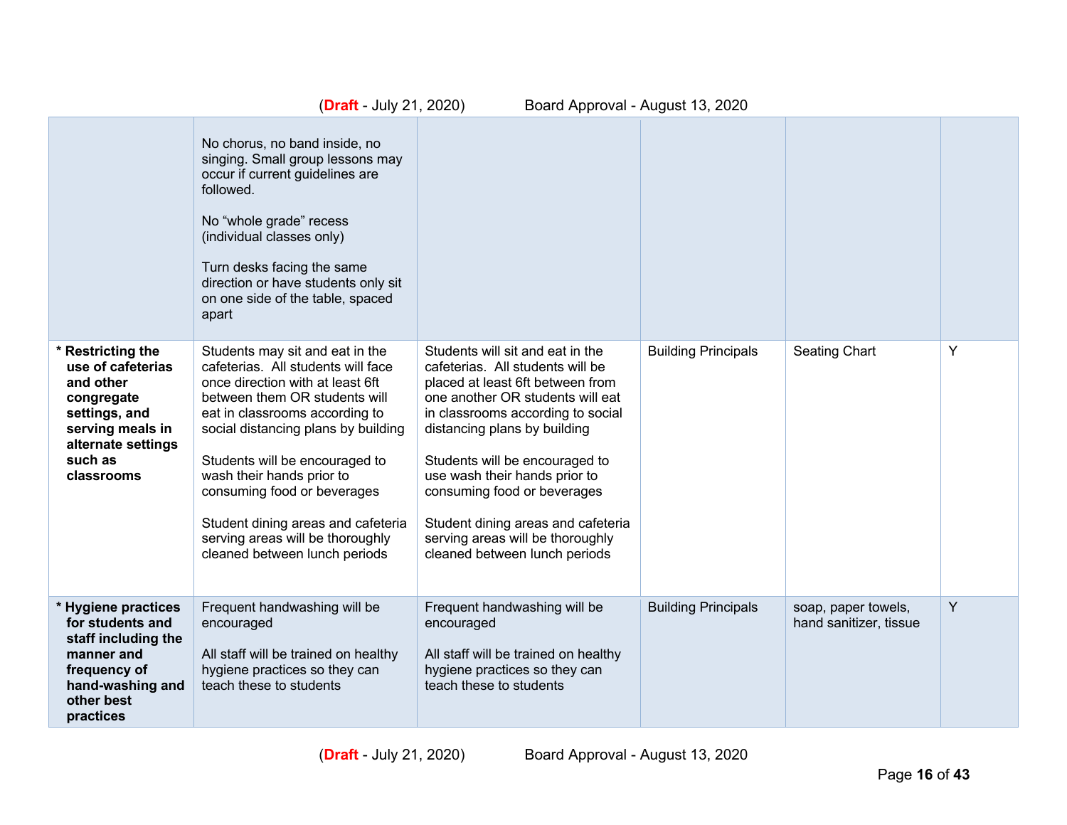| | | | | | |
|---|---|---|---|---|---|
| | No chorus, no band inside, no singing. Small group lessons may occur if current guidelines are followed.<br><br>No “whole grade” recess (individual classes only)<br><br>Turn desks facing the same direction or have students only sit on one side of the table, spaced apart | | | | |
| **\* Restricting the use of cafeterias and other congregate settings, and serving meals in alternate settings such as classrooms** | Students may sit and eat in the cafeterias. All students will face once direction with at least 6ft between them OR students will eat in classrooms according to social distancing plans by building<br><br>Students will be encouraged to wash their hands prior to consuming food or beverages<br><br>Student dining areas and cafeteria serving areas will be thoroughly cleaned between lunch periods | Students will sit and eat in the cafeterias. All students will be placed at least 6ft between from one another OR students will eat in classrooms according to social distancing plans by building<br><br>Students will be encouraged to use wash their hands prior to consuming food or beverages<br><br>Student dining areas and cafeteria serving areas will be thoroughly cleaned between lunch periods | Building Principals | Seating Chart | Y |
| **\* Hygiene practices for students and staff including the manner and frequency of hand-washing and other best practices** | Frequent handwashing will be encouraged<br><br>All staff will be trained on healthy hygiene practices so they can teach these to students | Frequent handwashing will be encouraged<br><br>All staff will be trained on healthy hygiene practices so they can teach these to students | Building Principals | soap, paper towels, hand sanitizer, tissue | Y |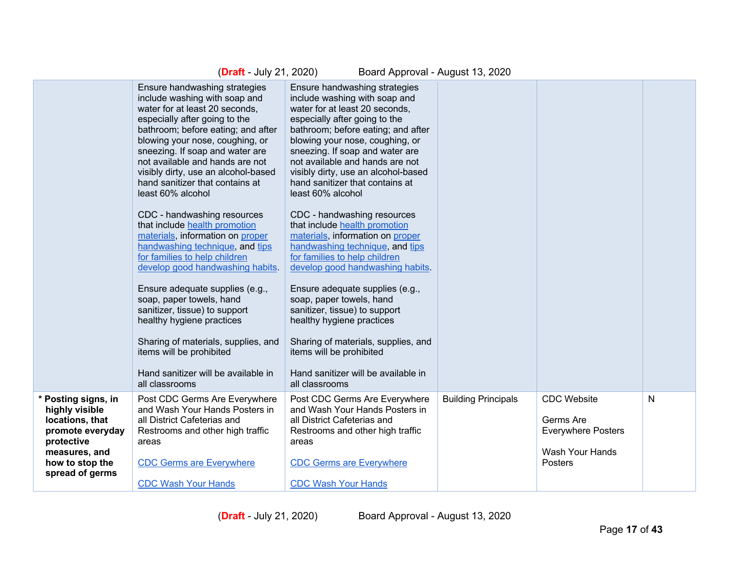| | | | | | |
|---|---|---|---|---|---|
| | Ensure handwashing strategies include washing with soap and water for at least 20 seconds, especially after going to the bathroom; before eating; and after blowing your nose, coughing, or sneezing. If soap and water are not available and hands are not visibly dirty, use an alcohol-based hand sanitizer that contains at least 60% alcohol<br><br>CDC - handwashing resources that include health promotion materials, information on proper handwashing technique, and tips for families to help children develop good handwashing habits.<br><br>Ensure adequate supplies (e.g., soap, paper towels, hand sanitizer, tissue) to support healthy hygiene practices<br><br>Sharing of materials, supplies, and items will be prohibited<br><br>Hand sanitizer will be available in all classrooms | Ensure handwashing strategies include washing with soap and water for at least 20 seconds, especially after going to the bathroom; before eating; and after blowing your nose, coughing, or sneezing. If soap and water are not available and hands are not visibly dirty, use an alcohol-based hand sanitizer that contains at least 60% alcohol<br><br>CDC - handwashing resources that include health promotion materials, information on proper handwashing technique, and tips for families to help children develop good handwashing habits.<br><br>Ensure adequate supplies (e.g., soap, paper towels, hand sanitizer, tissue) to support healthy hygiene practices<br><br>Sharing of materials, supplies, and items will be prohibited<br><br>Hand sanitizer will be available in all classrooms | | | |
| **\* Posting signs, in highly visible locations, that promote everyday protective measures, and how to stop the spread of germs** | Post CDC Germs Are Everywhere and Wash Your Hands Posters in all District Cafeterias and Restrooms and other high traffic areas<br><br>CDC Germs are Everywhere<br><br>CDC Wash Your Hands | Post CDC Germs Are Everywhere and Wash Your Hands Posters in all District Cafeterias and Restrooms and other high traffic areas<br><br>CDC Germs are Everywhere<br><br>CDC Wash Your Hands | Building Principals | CDC Website<br><br>Germs Are Everywhere Posters<br><br>Wash Your Hands Posters | N |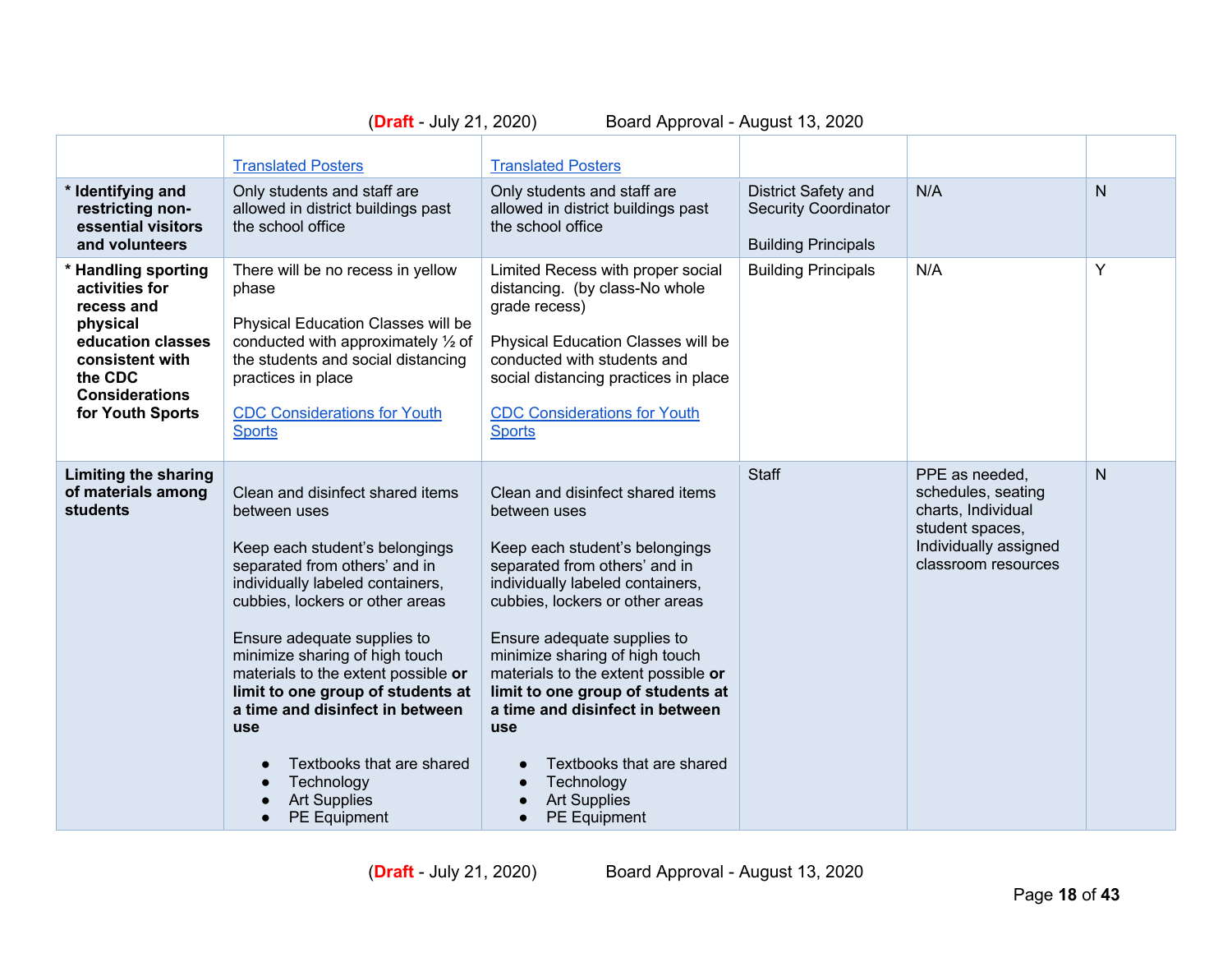| | | | | | |
|---|---|---|---|---|---|
| | Translated Posters | Translated Posters | | | |
| **\* Identifying and restricting non-essential visitors and volunteers** | Only students and staff are allowed in district buildings past the school office | Only students and staff are allowed in district buildings past the school office | District Safety and Security Coordinator<br><br>Building Principals | N/A | N |
| **\* Handling sporting activities for recess and physical education classes consistent with the CDC Considerations for Youth Sports** | There will be no recess in yellow phase<br><br>Physical Education Classes will be conducted with approximately ½ of the students and social distancing practices in place<br><br>CDC Considerations for Youth Sports | Limited Recess with proper social distancing. (by class-No whole grade recess)<br><br>Physical Education Classes will be conducted with students and social distancing practices in place<br><br>CDC Considerations for Youth Sports | Building Principals | N/A | Y |
| **Limiting the sharing of materials among students** | Clean and disinfect shared items between uses<br><br>Keep each student's belongings separated from others' and in individually labeled containers, cubbies, lockers or other areas<br><br>Ensure adequate supplies to minimize sharing of high touch materials to the extent possible **or limit to one group of students at a time and disinfect in between use**<br><br>● Textbooks that are shared<br>● Technology<br>● Art Supplies<br>● PE Equipment | Clean and disinfect shared items between uses<br><br>Keep each student's belongings separated from others' and in individually labeled containers, cubbies, lockers or other areas<br><br>Ensure adequate supplies to minimize sharing of high touch materials to the extent possible **or limit to one group of students at a time and disinfect in between use**<br><br>● Textbooks that are shared<br>● Technology<br>● Art Supplies<br>● PE Equipment | Staff | PPE as needed, schedules, seating charts, Individual student spaces, Individually assigned classroom resources | N |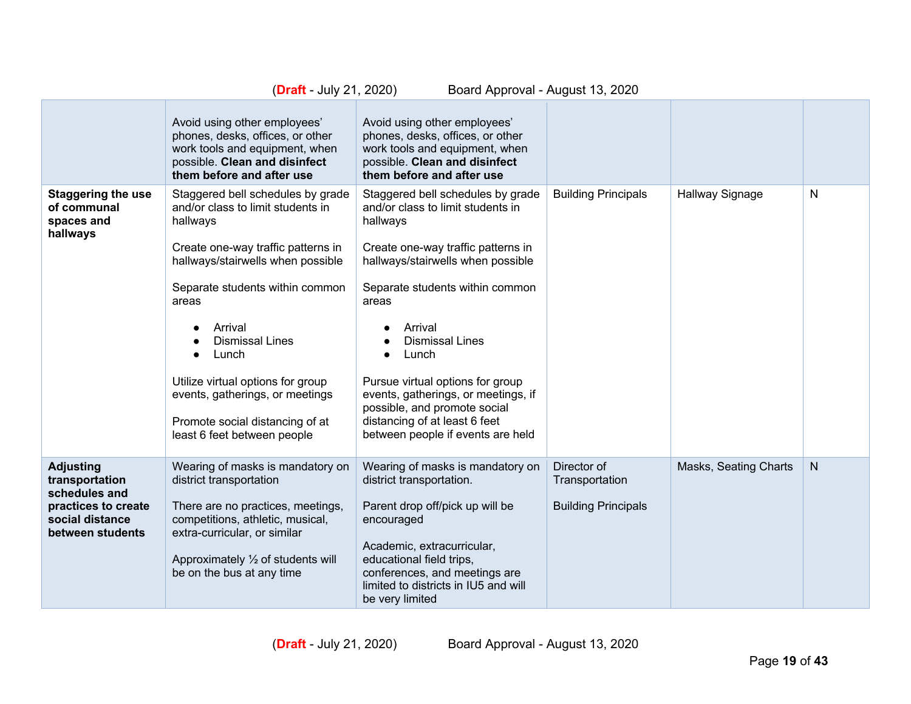| | | | | | |
|---|---|---|---|---|---|
| | Avoid using other employees' phones, desks, offices, or other work tools and equipment, when possible. **Clean and disinfect them before and after use** | Avoid using other employees' phones, desks, offices, or other work tools and equipment, when possible. **Clean and disinfect them before and after use** | | | |
| **Staggering the use of communal spaces and hallways** | Staggered bell schedules by grade and/or class to limit students in hallways<br><br>Create one-way traffic patterns in hallways/stairwells when possible<br><br>Separate students within common areas<br>• Arrival<br>• Dismissal Lines<br>• Lunch<br><br>Utilize virtual options for group events, gatherings, or meetings<br><br>Promote social distancing of at least 6 feet between people | Staggered bell schedules by grade and/or class to limit students in hallways<br><br>Create one-way traffic patterns in hallways/stairwells when possible<br><br>Separate students within common areas<br>• Arrival<br>• Dismissal Lines<br>• Lunch<br><br>Pursue virtual options for group events, gatherings, or meetings, if possible, and promote social distancing of at least 6 feet between people if events are held | Building Principals | Hallway Signage | N |
| **Adjusting transportation schedules and practices to create social distance between students** | Wearing of masks is mandatory on district transportation<br><br>There are no practices, meetings, competitions, athletic, musical, extra-curricular, or similar<br><br>Approximately ½ of students will be on the bus at any time | Wearing of masks is mandatory on district transportation.<br><br>Parent drop off/pick up will be encouraged<br><br>Academic, extracurricular, educational field trips, conferences, and meetings are limited to districts in IU5 and will be very limited | Director of Transportation<br><br>Building Principals | Masks, Seating Charts | N |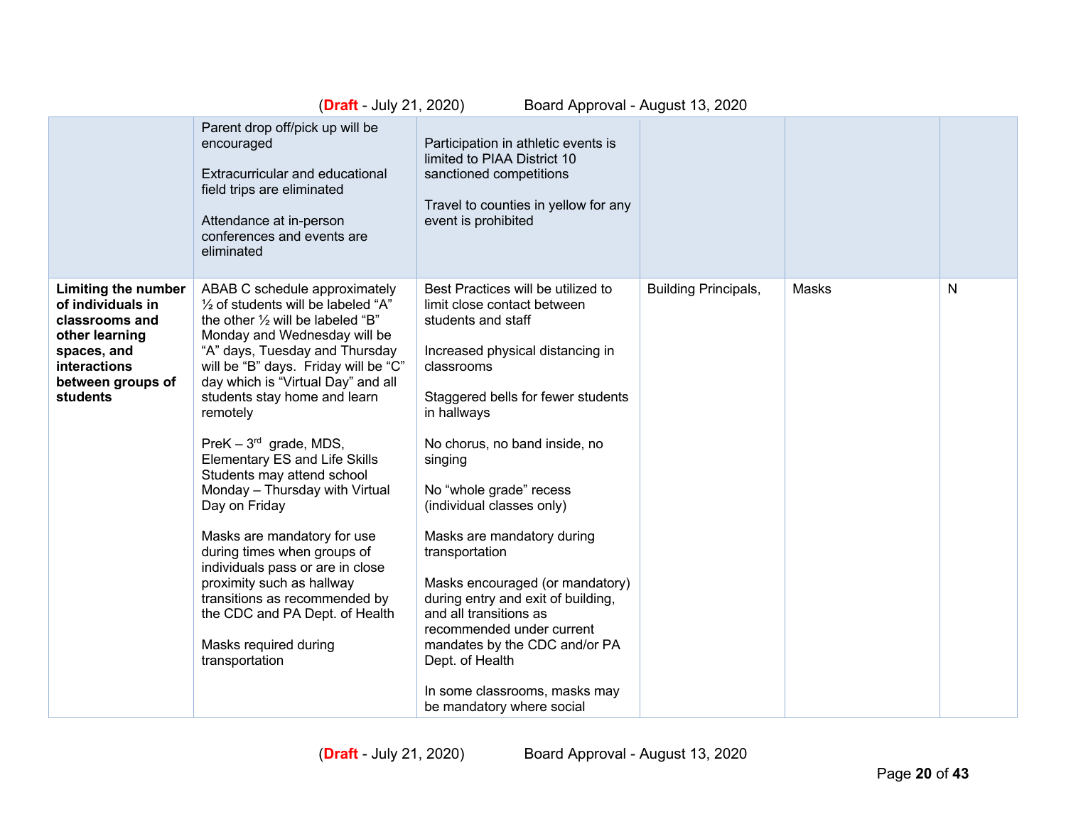| | | | | | |
|---|---|---|---|---|---|
| | Parent drop off/pick up will be encouraged<br><br>Extracurricular and educational field trips are eliminated<br><br>Attendance at in-person conferences and events are eliminated | Participation in athletic events is limited to PIAA District 10 sanctioned competitions<br><br>Travel to counties in yellow for any event is prohibited | | | |
| **Limiting the number of individuals in classrooms and other learning spaces, and interactions between groups of students** | ABAB C schedule approximately ½ of students will be labeled “A” the other ½ will be labeled “B” Monday and Wednesday will be “A” days, Tuesday and Thursday will be “B” days. Friday will be “C” day which is “Virtual Day” and all students stay home and learn remotely<br><br>PreK – 3rd grade, MDS, Elementary ES and Life Skills Students may attend school Monday – Thursday with Virtual Day on Friday<br><br>Masks are mandatory for use during times when groups of individuals pass or are in close proximity such as hallway transitions as recommended by the CDC and PA Dept. of Health<br><br>Masks required during transportation | Best Practices will be utilized to limit close contact between students and staff<br><br>Increased physical distancing in classrooms<br><br>Staggered bells for fewer students in hallways<br><br>No chorus, no band inside, no singing<br><br>No “whole grade” recess (individual classes only)<br><br>Masks are mandatory during transportation<br><br>Masks encouraged (or mandatory) during entry and exit of building, and all transitions as recommended under current mandates by the CDC and/or PA Dept. of Health<br><br>In some classrooms, masks may be mandatory where social | Building Principals, | Masks | N |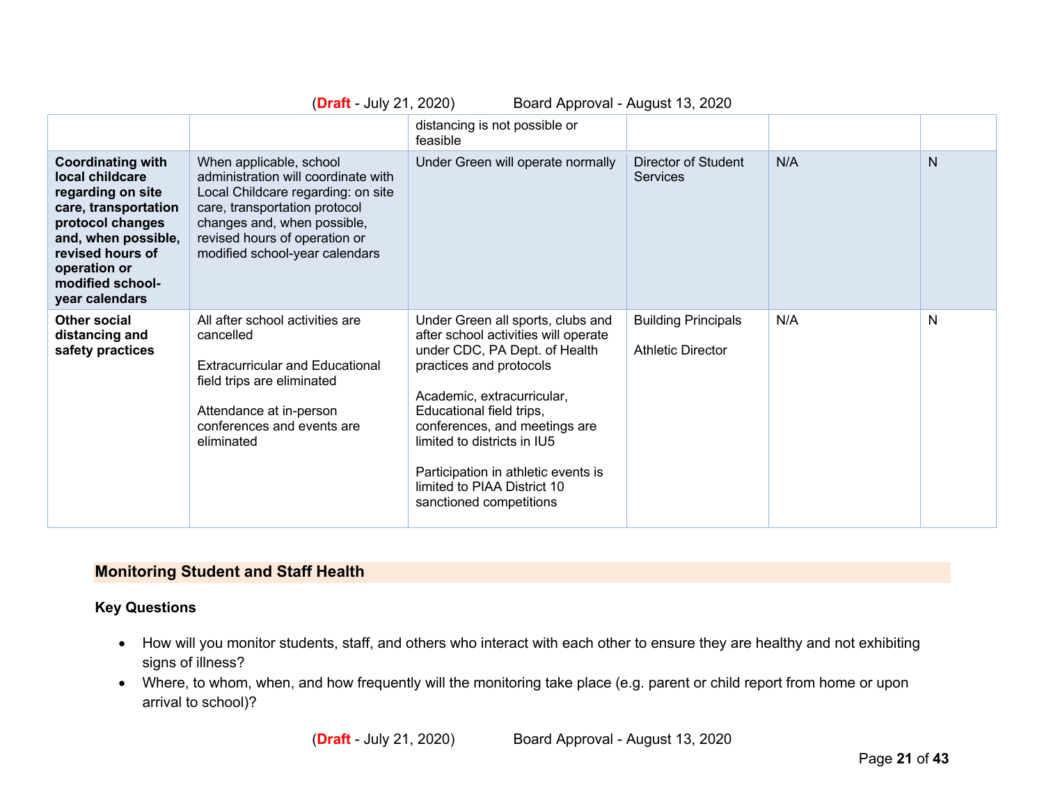| | | | | | |
|---|---|---|---|---|---|
| | | distancing is not possible or feasible | | | |
| **Coordinating with local childcare regarding on site care, transportation protocol changes and, when possible, revised hours of operation or modified school-year calendars** | When applicable, school administration will coordinate with Local Childcare regarding: on site care, transportation protocol changes and, when possible, revised hours of operation or modified school-year calendars | Under Green will operate normally | Director of Student Services | N/A | N |
| **Other social distancing and safety practices** | All after school activities are cancelled<br><br>Extracurricular and Educational field trips are eliminated<br><br>Attendance at in-person conferences and events are eliminated | Under Green all sports, clubs and after school activities will operate under CDC, PA Dept. of Health practices and protocols<br><br>Academic, extracurricular, Educational field trips, conferences, and meetings are limited to districts in IU5<br><br>Participation in athletic events is limited to PIAA District 10 sanctioned competitions | Building Principals<br><br>Athletic Director | N/A | N |

## Monitoring Student and Staff Health

### Key Questions

- How will you monitor students, staff, and others who interact with each other to ensure they are healthy and not exhibiting signs of illness?
- Where, to whom, when, and how frequently will the monitoring take place (e.g. parent or child report from home or upon arrival to school)?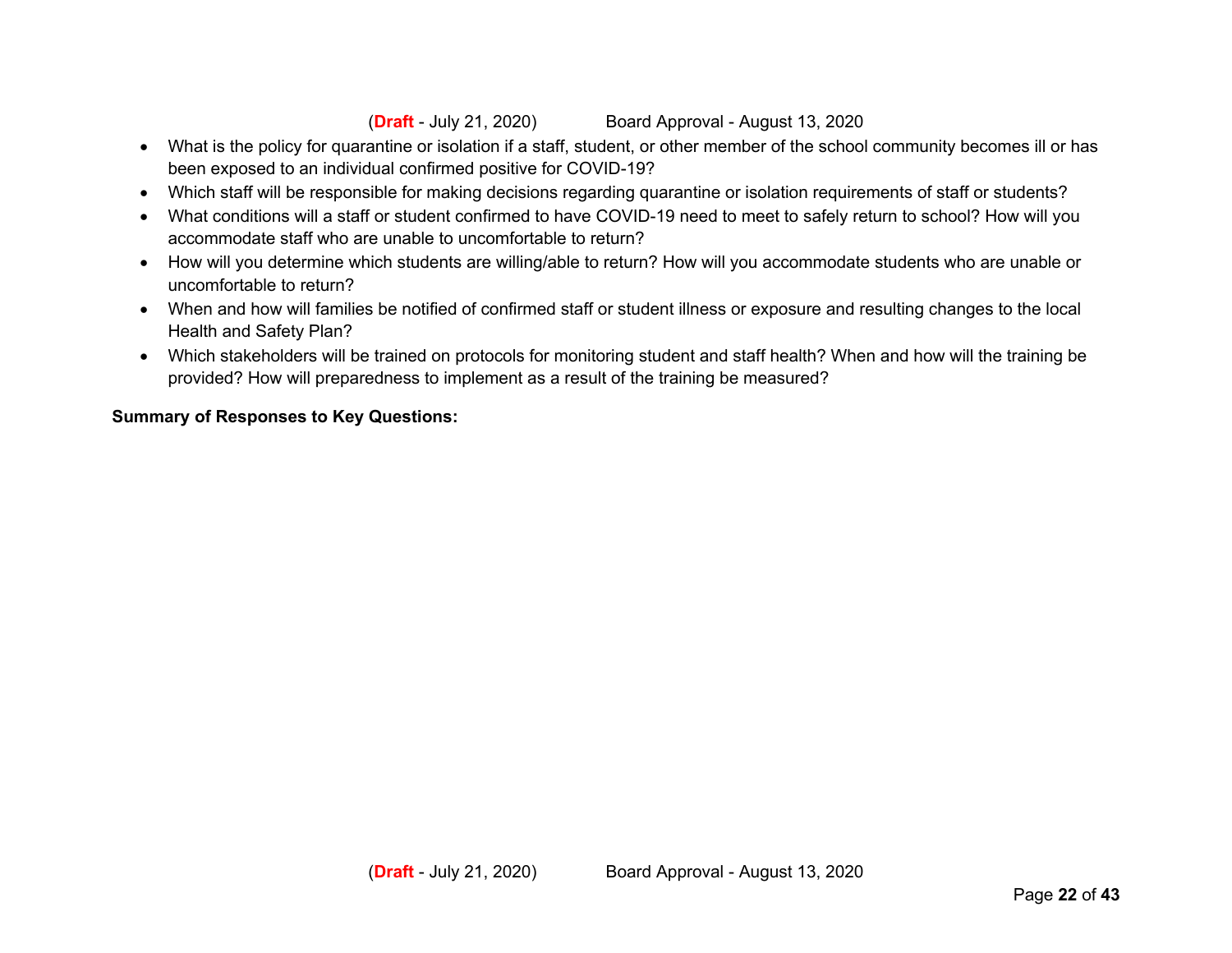- What is the policy for quarantine or isolation if a staff, student, or other member of the school community becomes ill or has been exposed to an individual confirmed positive for COVID-19?
- Which staff will be responsible for making decisions regarding quarantine or isolation requirements of staff or students?
- What conditions will a staff or student confirmed to have COVID-19 need to meet to safely return to school? How will you accommodate staff who are unable to uncomfortable to return?
- How will you determine which students are willing/able to return? How will you accommodate students who are unable or uncomfortable to return?
- When and how will families be notified of confirmed staff or student illness or exposure and resulting changes to the local Health and Safety Plan?
- Which stakeholders will be trained on protocols for monitoring student and staff health? When and how will the training be provided? How will preparedness to implement as a result of the training be measured?

**Summary of Responses to Key Questions:**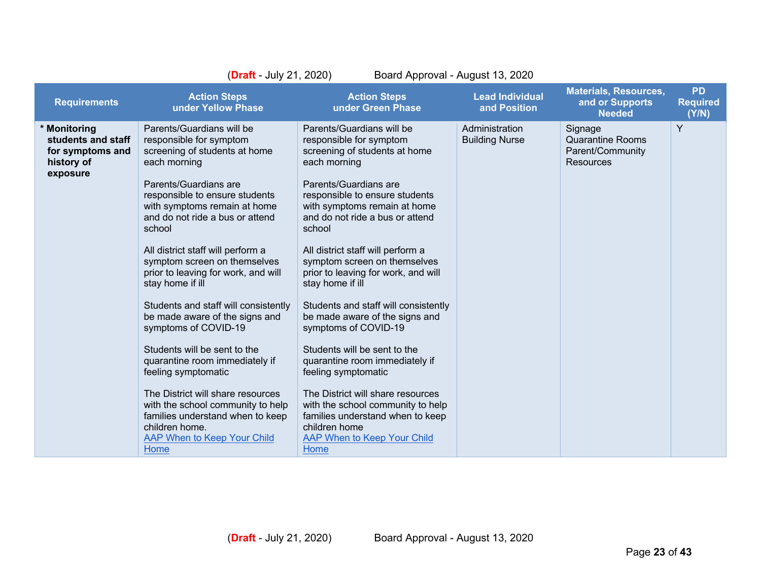| Requirements | Action Steps under Yellow Phase | Action Steps under Green Phase | Lead Individual and Position | Materials, Resources, and or Supports Needed | PD Required (Y/N) |
|---|---|---|---|---|---|
| * **Monitoring students and staff for symptoms and history of exposure** | Parents/Guardians will be responsible for symptom screening of students at home each morning<br><br>Parents/Guardians are responsible to ensure students with symptoms remain at home and do not ride a bus or attend school<br><br>All district staff will perform a symptom screen on themselves prior to leaving for work, and will stay home if ill<br><br>Students and staff will consistently be made aware of the signs and symptoms of COVID-19<br><br>Students will be sent to the quarantine room immediately if feeling symptomatic<br><br>The District will share resources with the school community to help families understand when to keep children home.<br>AAP When to Keep Your Child Home | Parents/Guardians will be responsible for symptom screening of students at home each morning<br><br>Parents/Guardians are responsible to ensure students with symptoms remain at home and do not ride a bus or attend school<br><br>All district staff will perform a symptom screen on themselves prior to leaving for work, and will stay home if ill<br><br>Students and staff will consistently be made aware of the signs and symptoms of COVID-19<br><br>Students will be sent to the quarantine room immediately if feeling symptomatic<br><br>The District will share resources with the school community to help families understand when to keep children home<br>AAP When to Keep Your Child Home | Administration<br>Building Nurse | Signage<br>Quarantine Rooms<br>Parent/Community Resources | Y |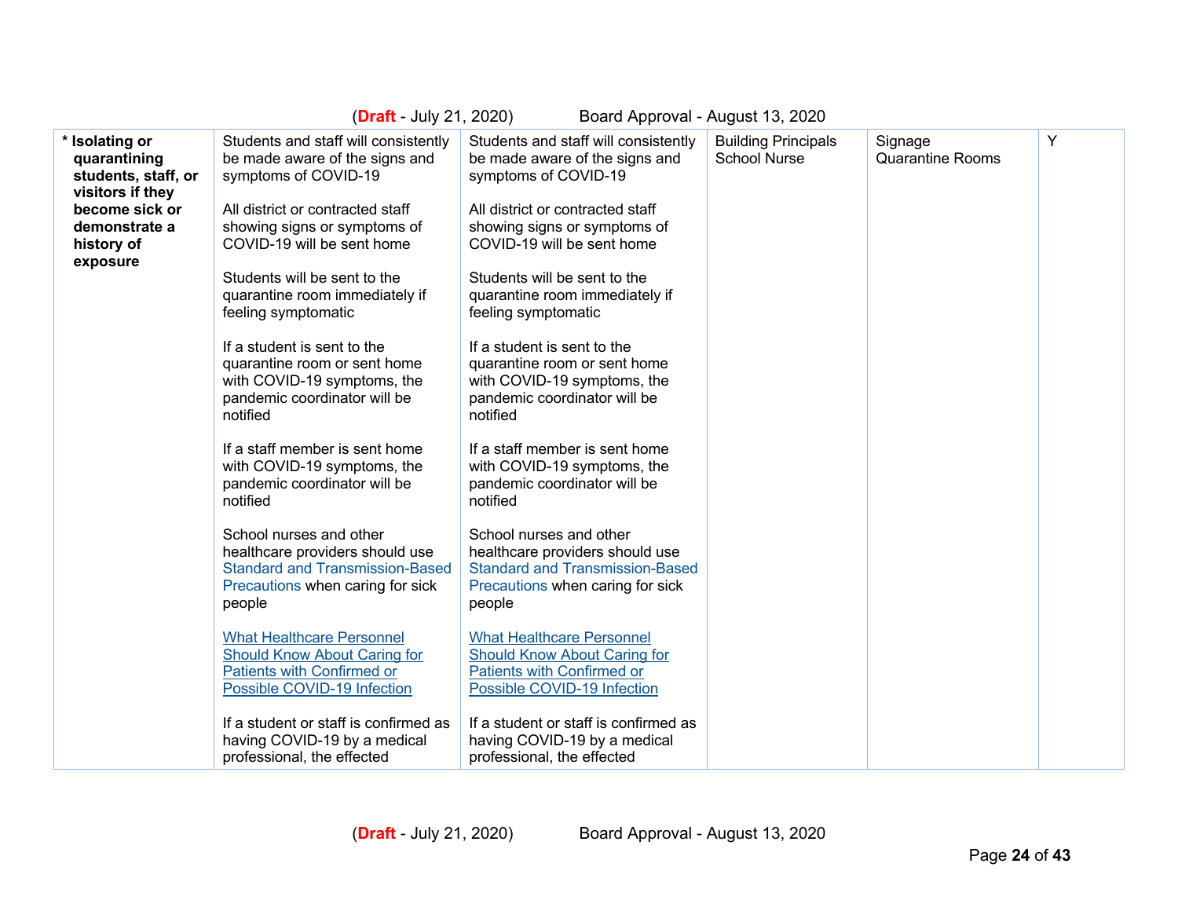| * **Isolating or quarantining students, staff, or visitors if they become sick or demonstrate a history of exposure** | Students and staff will consistently be made aware of the signs and symptoms of COVID-19<br><br>All district or contracted staff showing signs or symptoms of COVID-19 will be sent home<br><br>Students will be sent to the quarantine room immediately if feeling symptomatic<br><br>If a student is sent to the quarantine room or sent home with COVID-19 symptoms, the pandemic coordinator will be notified<br><br>If a staff member is sent home with COVID-19 symptoms, the pandemic coordinator will be notified<br><br>School nurses and other healthcare providers should use Standard and Transmission-Based Precautions when caring for sick people<br><br>What Healthcare Personnel Should Know About Caring for Patients with Confirmed or Possible COVID-19 Infection<br><br>If a student or staff is confirmed as having COVID-19 by a medical professional, the effected | Students and staff will consistently be made aware of the signs and symptoms of COVID-19<br><br>All district or contracted staff showing signs or symptoms of COVID-19 will be sent home<br><br>Students will be sent to the quarantine room immediately if feeling symptomatic<br><br>If a student is sent to the quarantine room or sent home with COVID-19 symptoms, the pandemic coordinator will be notified<br><br>If a staff member is sent home with COVID-19 symptoms, the pandemic coordinator will be notified<br><br>School nurses and other healthcare providers should use Standard and Transmission-Based Precautions when caring for sick people<br><br>What Healthcare Personnel Should Know About Caring for Patients with Confirmed or Possible COVID-19 Infection<br><br>If a student or staff is confirmed as having COVID-19 by a medical professional, the effected | Building Principals<br>School Nurse | Signage<br>Quarantine Rooms | Y |
|---|---|---|---|---|---|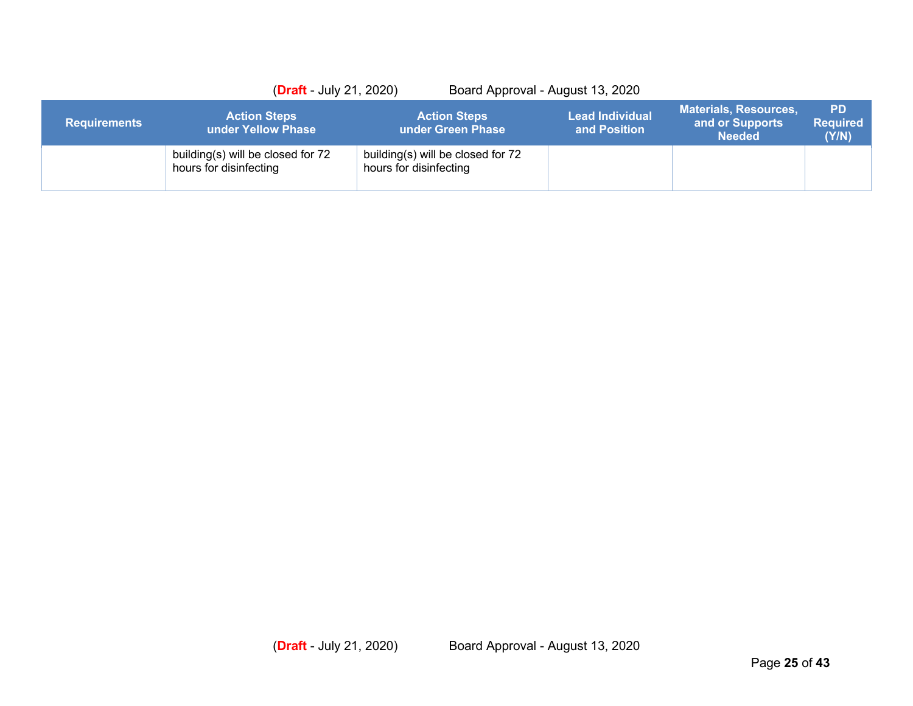| Requirements | Action Steps under Yellow Phase | Action Steps under Green Phase | Lead Individual and Position | Materials, Resources, and or Supports Needed | PD Required (Y/N) |
|---|---|---|---|---|---|
| | building(s) will be closed for 72 hours for disinfecting | building(s) will be closed for 72 hours for disinfecting | | | |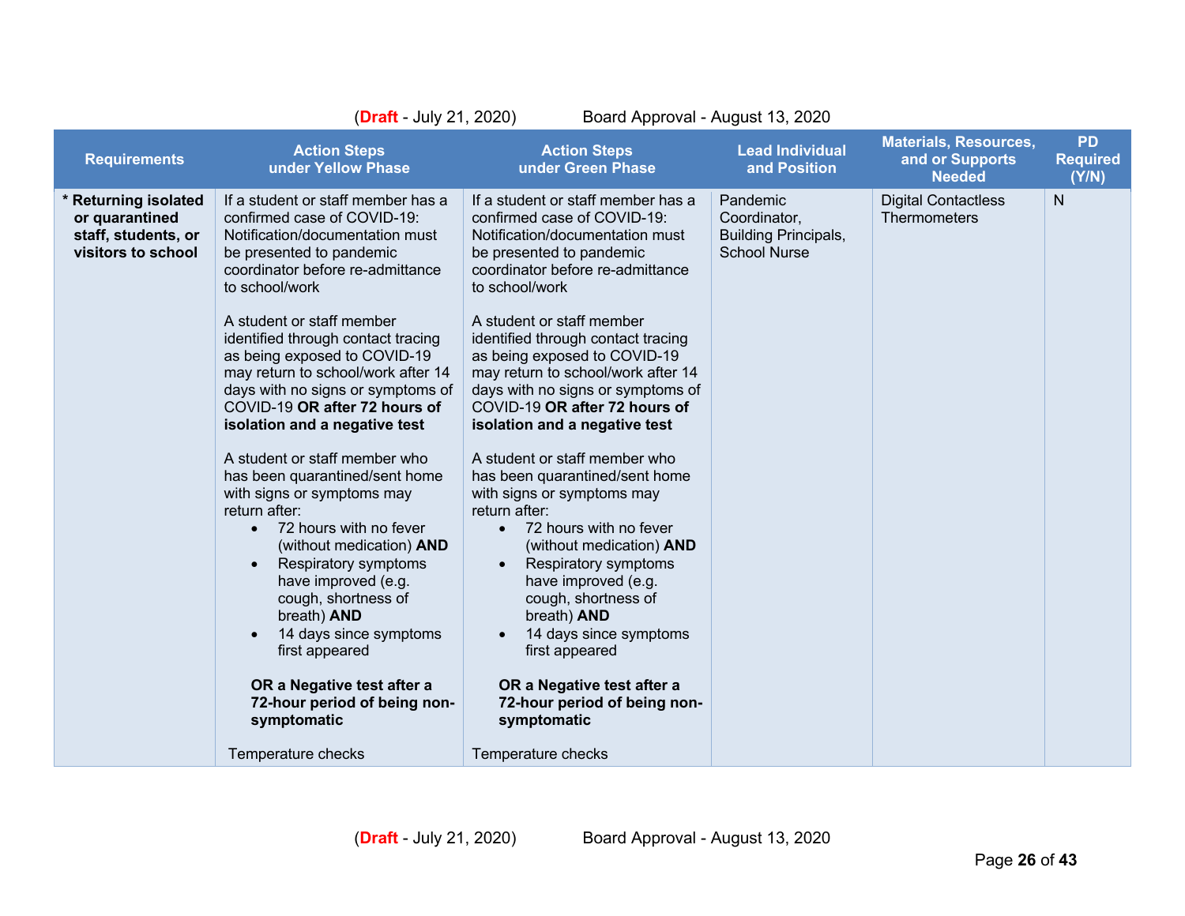(**Draft** - July 21, 2020) Board Approval - August 13, 2020

| Requirements | Action Steps under Yellow Phase | Action Steps under Green Phase | Lead Individual and Position | Materials, Resources, and or Supports Needed | PD Required (Y/N) |
|---|---|---|---|---|---|
| **\* Returning isolated or quarantined staff, students, or visitors to school** | If a student or staff member has a confirmed case of COVID-19: Notification/documentation must be presented to pandemic coordinator before re-admittance to school/work<br><br>A student or staff member identified through contact tracing as being exposed to COVID-19 may return to school/work after 14 days with no signs or symptoms of COVID-19 **OR after 72 hours of isolation and a negative test**<br><br>A student or staff member who has been quarantined/sent home with signs or symptoms may return after:<br>• 72 hours with no fever (without medication) **AND**<br>• Respiratory symptoms have improved (e.g. cough, shortness of breath) **AND**<br>• 14 days since symptoms first appeared<br><br>**OR a Negative test after a 72-hour period of being non-symptomatic**<br><br>Temperature checks | If a student or staff member has a confirmed case of COVID-19: Notification/documentation must be presented to pandemic coordinator before re-admittance to school/work<br><br>A student or staff member identified through contact tracing as being exposed to COVID-19 may return to school/work after 14 days with no signs or symptoms of COVID-19 **OR after 72 hours of isolation and a negative test**<br><br>A student or staff member who has been quarantined/sent home with signs or symptoms may return after:<br>• 72 hours with no fever (without medication) **AND**<br>• Respiratory symptoms have improved (e.g. cough, shortness of breath) **AND**<br>• 14 days since symptoms first appeared<br><br>**OR a Negative test after a 72-hour period of being non-symptomatic**<br><br>Temperature checks | Pandemic Coordinator, Building Principals, School Nurse | Digital Contactless Thermometers | N |

(**Draft** - July 21, 2020) Board Approval - August 13, 2020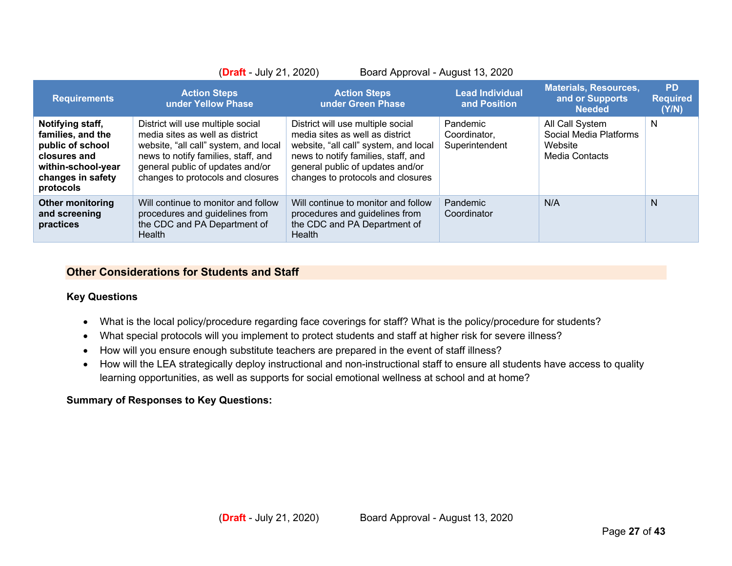| Requirements | Action Steps under Yellow Phase | Action Steps under Green Phase | Lead Individual and Position | Materials, Resources, and or Supports Needed | PD Required (Y/N) |
|---|---|---|---|---|---|
| **Notifying staff, families, and the public of school closures and within-school-year changes in safety protocols** | District will use multiple social media sites as well as district website, "all call" system, and local news to notify families, staff, and general public of updates and/or changes to protocols and closures | District will use multiple social media sites as well as district website, "all call" system, and local news to notify families, staff, and general public of updates and/or changes to protocols and closures | Pandemic Coordinator, Superintendent | All Call System<br>Social Media Platforms<br>Website<br>Media Contacts | N |
| **Other monitoring and screening practices** | Will continue to monitor and follow procedures and guidelines from the CDC and PA Department of Health | Will continue to monitor and follow procedures and guidelines from the CDC and PA Department of Health | Pandemic Coordinator | N/A | N |

## Other Considerations for Students and Staff

**Key Questions**

- What is the local policy/procedure regarding face coverings for staff? What is the policy/procedure for students?
- What special protocols will you implement to protect students and staff at higher risk for severe illness?
- How will you ensure enough substitute teachers are prepared in the event of staff illness?
- How will the LEA strategically deploy instructional and non-instructional staff to ensure all students have access to quality learning opportunities, as well as supports for social emotional wellness at school and at home?

**Summary of Responses to Key Questions:**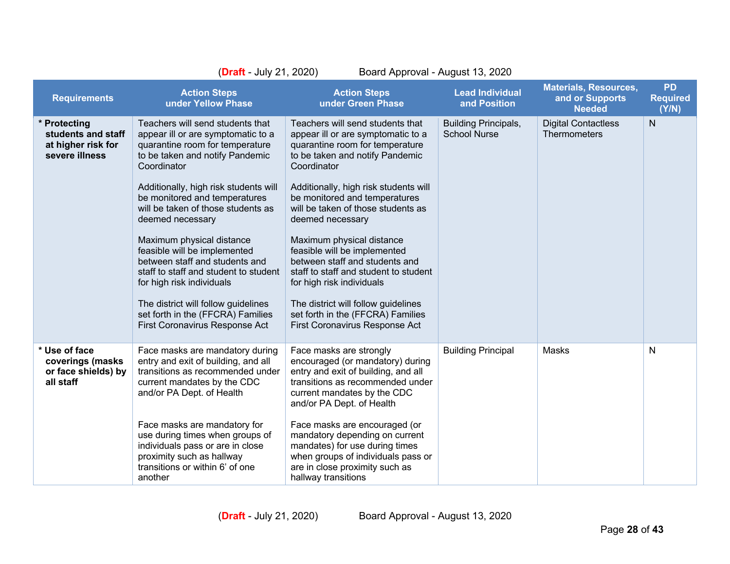| Requirements | Action Steps under Yellow Phase | Action Steps under Green Phase | Lead Individual and Position | Materials, Resources, and or Supports Needed | PD Required (Y/N) |
|---|---|---|---|---|---|
| **\* Protecting students and staff at higher risk for severe illness** | Teachers will send students that appear ill or are symptomatic to a quarantine room for temperature to be taken and notify Pandemic Coordinator<br><br>Additionally, high risk students will be monitored and temperatures will be taken of those students as deemed necessary<br><br>Maximum physical distance feasible will be implemented between staff and students and staff to staff and student to student for high risk individuals<br><br>The district will follow guidelines set forth in the (FFCRA) Families First Coronavirus Response Act | Teachers will send students that appear ill or are symptomatic to a quarantine room for temperature to be taken and notify Pandemic Coordinator<br><br>Additionally, high risk students will be monitored and temperatures will be taken of those students as deemed necessary<br><br>Maximum physical distance feasible will be implemented between staff and students and staff to staff and student to student for high risk individuals<br><br>The district will follow guidelines set forth in the (FFCRA) Families First Coronavirus Response Act | Building Principals, School Nurse | Digital Contactless Thermometers | N |
| **\* Use of face coverings (masks or face shields) by all staff** | Face masks are mandatory during entry and exit of building, and all transitions as recommended under current mandates by the CDC and/or PA Dept. of Health<br><br>Face masks are mandatory for use during times when groups of individuals pass or are in close proximity such as hallway transitions or within 6' of one another | Face masks are strongly encouraged (or mandatory) during entry and exit of building, and all transitions as recommended under current mandates by the CDC and/or PA Dept. of Health<br><br>Face masks are encouraged (or mandatory depending on current mandates) for use during times when groups of individuals pass or are in close proximity such as hallway transitions | Building Principal | Masks | N |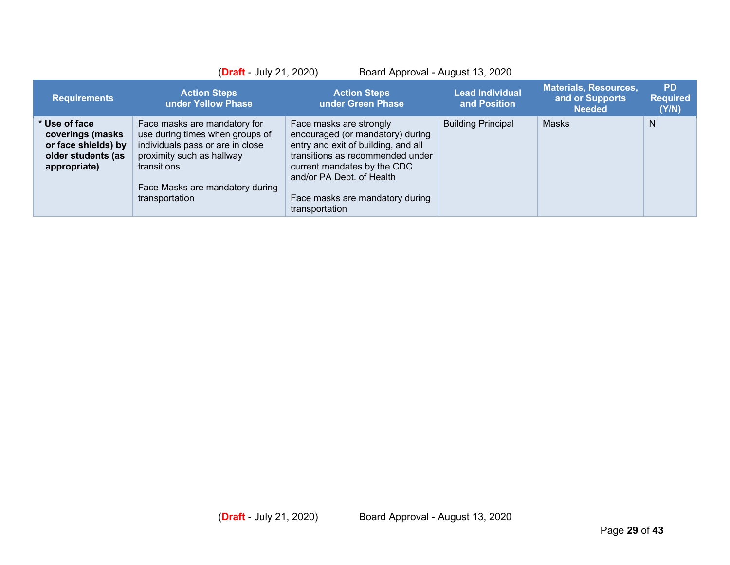| Requirements | Action Steps under Yellow Phase | Action Steps under Green Phase | Lead Individual and Position | Materials, Resources, and or Supports Needed | PD Required (Y/N) |
|---|---|---|---|---|---|
| **\* Use of face coverings (masks or face shields) by older students (as appropriate)** | Face masks are mandatory for use during times when groups of individuals pass or are in close proximity such as hallway transitions<br><br>Face Masks are mandatory during transportation | Face masks are strongly encouraged (or mandatory) during entry and exit of building, and all transitions as recommended under current mandates by the CDC and/or PA Dept. of Health<br><br>Face masks are mandatory during transportation | Building Principal | Masks | N |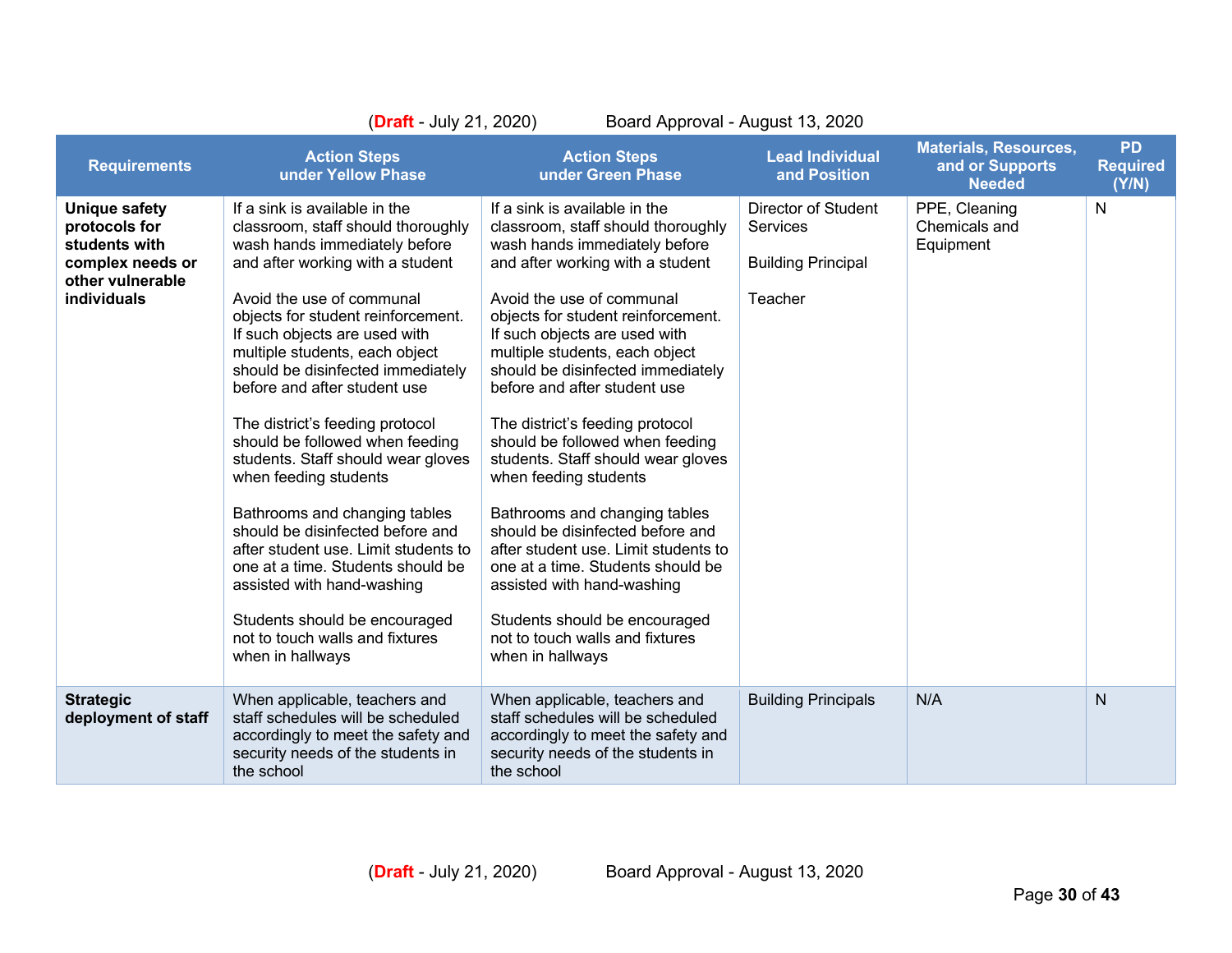| Requirements | Action Steps under Yellow Phase | Action Steps under Green Phase | Lead Individual and Position | Materials, Resources, and or Supports Needed | PD Required (Y/N) |
|---|---|---|---|---|---|
| **Unique safety protocols for students with complex needs or other vulnerable individuals** | If a sink is available in the classroom, staff should thoroughly wash hands immediately before and after working with a student<br><br>Avoid the use of communal objects for student reinforcement. If such objects are used with multiple students, each object should be disinfected immediately before and after student use<br><br>The district's feeding protocol should be followed when feeding students. Staff should wear gloves when feeding students<br><br>Bathrooms and changing tables should be disinfected before and after student use. Limit students to one at a time. Students should be assisted with hand-washing<br><br>Students should be encouraged not to touch walls and fixtures when in hallways | If a sink is available in the classroom, staff should thoroughly wash hands immediately before and after working with a student<br><br>Avoid the use of communal objects for student reinforcement. If such objects are used with multiple students, each object should be disinfected immediately before and after student use<br><br>The district's feeding protocol should be followed when feeding students. Staff should wear gloves when feeding students<br><br>Bathrooms and changing tables should be disinfected before and after student use. Limit students to one at a time. Students should be assisted with hand-washing<br><br>Students should be encouraged not to touch walls and fixtures when in hallways | Director of Student Services<br><br>Building Principal<br><br>Teacher | PPE, Cleaning Chemicals and Equipment | N |
| **Strategic deployment of staff** | When applicable, teachers and staff schedules will be scheduled accordingly to meet the safety and security needs of the students in the school | When applicable, teachers and staff schedules will be scheduled accordingly to meet the safety and security needs of the students in the school | Building Principals | N/A | N |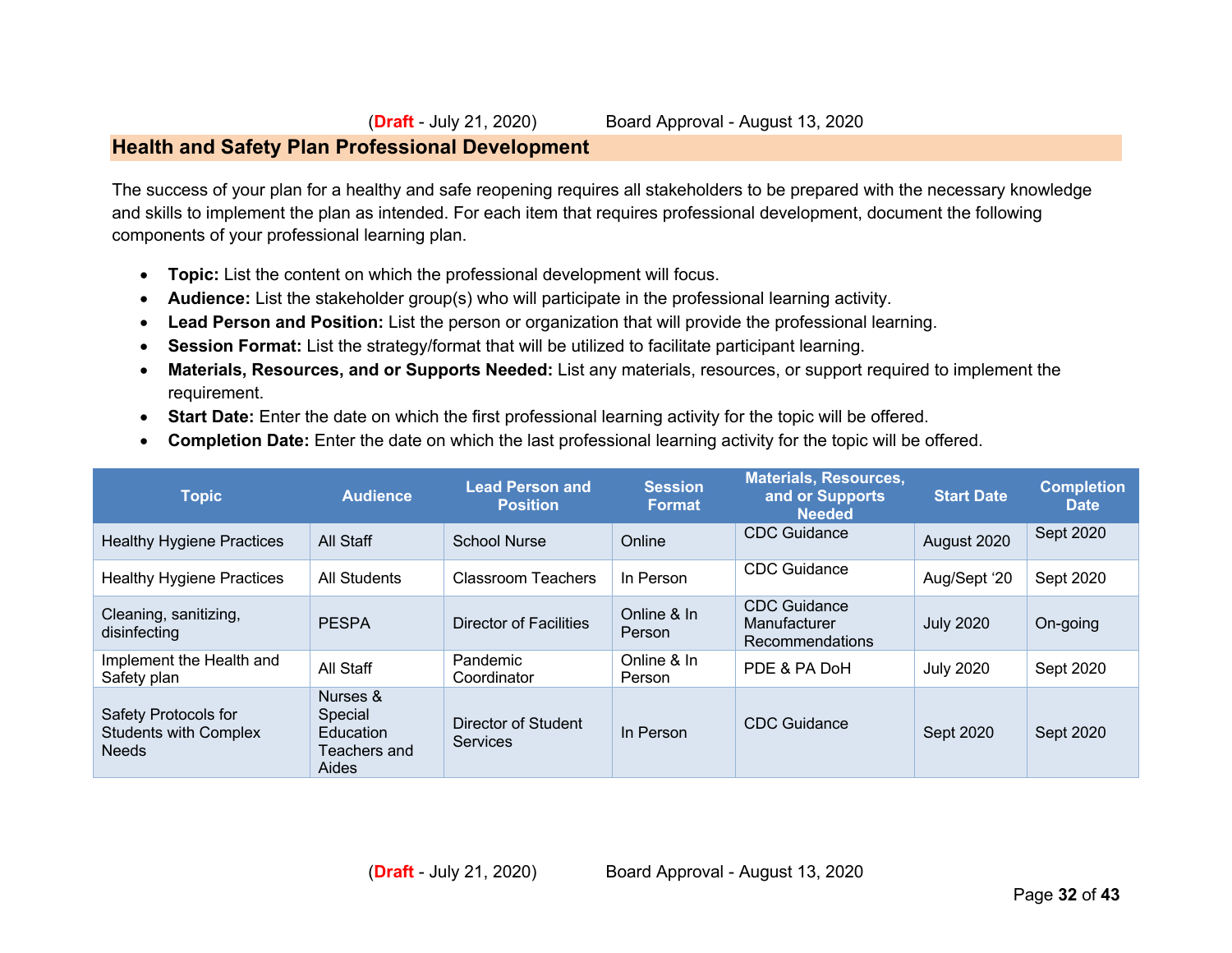## Health and Safety Plan Professional Development

The success of your plan for a healthy and safe reopening requires all stakeholders to be prepared with the necessary knowledge and skills to implement the plan as intended. For each item that requires professional development, document the following components of your professional learning plan.

- **Topic:** List the content on which the professional development will focus.
- **Audience:** List the stakeholder group(s) who will participate in the professional learning activity.
- **Lead Person and Position:** List the person or organization that will provide the professional learning.
- **Session Format:** List the strategy/format that will be utilized to facilitate participant learning.
- **Materials, Resources, and or Supports Needed:** List any materials, resources, or support required to implement the requirement.
- **Start Date:** Enter the date on which the first professional learning activity for the topic will be offered.
- **Completion Date:** Enter the date on which the last professional learning activity for the topic will be offered.

| Topic | Audience | Lead Person and Position | Session Format | Materials, Resources, and or Supports Needed | Start Date | Completion Date |
|---|---|---|---|---|---|---|
| Healthy Hygiene Practices | All Staff | School Nurse | Online | CDC Guidance | August 2020 | Sept 2020 |
| Healthy Hygiene Practices | All Students | Classroom Teachers | In Person | CDC Guidance | Aug/Sept '20 | Sept 2020 |
| Cleaning, sanitizing, disinfecting | PESPA | Director of Facilities | Online & In Person | CDC Guidance Manufacturer Recommendations | July 2020 | On-going |
| Implement the Health and Safety plan | All Staff | Pandemic Coordinator | Online & In Person | PDE & PA DoH | July 2020 | Sept 2020 |
| Safety Protocols for Students with Complex Needs | Nurses & Special Education Teachers and Aides | Director of Student Services | In Person | CDC Guidance | Sept 2020 | Sept 2020 |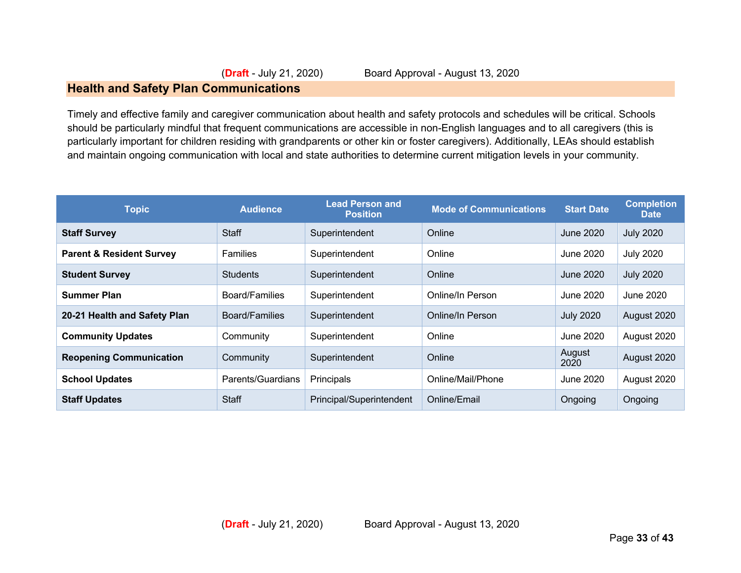## Health and Safety Plan Communications

Timely and effective family and caregiver communication about health and safety protocols and schedules will be critical. Schools should be particularly mindful that frequent communications are accessible in non-English languages and to all caregivers (this is particularly important for children residing with grandparents or other kin or foster caregivers). Additionally, LEAs should establish and maintain ongoing communication with local and state authorities to determine current mitigation levels in your community.

| Topic | Audience | Lead Person and Position | Mode of Communications | Start Date | Completion Date |
|---|---|---|---|---|---|
| **Staff Survey** | Staff | Superintendent | Online | June 2020 | July 2020 |
| **Parent & Resident Survey** | Families | Superintendent | Online | June 2020 | July 2020 |
| **Student Survey** | Students | Superintendent | Online | June 2020 | July 2020 |
| **Summer Plan** | Board/Families | Superintendent | Online/In Person | June 2020 | June 2020 |
| **20-21 Health and Safety Plan** | Board/Families | Superintendent | Online/In Person | July 2020 | August 2020 |
| **Community Updates** | Community | Superintendent | Online | June 2020 | August 2020 |
| **Reopening Communication** | Community | Superintendent | Online | August 2020 | August 2020 |
| **School Updates** | Parents/Guardians | Principals | Online/Mail/Phone | June 2020 | August 2020 |
| **Staff Updates** | Staff | Principal/Superintendent | Online/Email | Ongoing | Ongoing |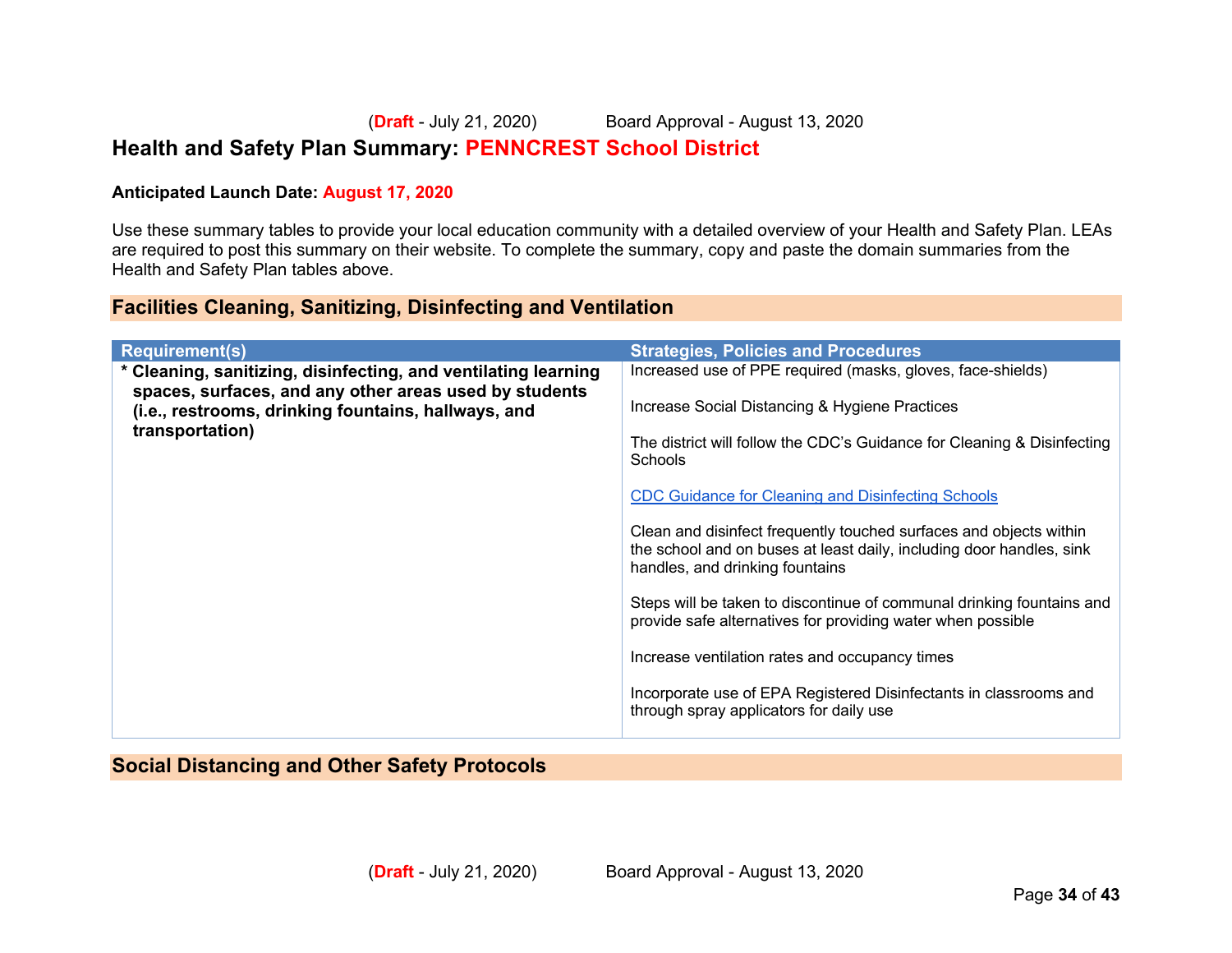# Health and Safety Plan Summary: PENNCREST School District

**Anticipated Launch Date: August 17, 2020**

Use these summary tables to provide your local education community with a detailed overview of your Health and Safety Plan. LEAs are required to post this summary on their website. To complete the summary, copy and paste the domain summaries from the Health and Safety Plan tables above.

## Facilities Cleaning, Sanitizing, Disinfecting and Ventilation

| Requirement(s) | Strategies, Policies and Procedures |
| --- | --- |
| **\* Cleaning, sanitizing, disinfecting, and ventilating learning spaces, surfaces, and any other areas used by students (i.e., restrooms, drinking fountains, hallways, and transportation)** | Increased use of PPE required (masks, gloves, face-shields)<br><br>Increase Social Distancing & Hygiene Practices<br><br>The district will follow the CDC's Guidance for Cleaning & Disinfecting Schools<br><br>CDC Guidance for Cleaning and Disinfecting Schools<br><br>Clean and disinfect frequently touched surfaces and objects within the school and on buses at least daily, including door handles, sink handles, and drinking fountains<br><br>Steps will be taken to discontinue of communal drinking fountains and provide safe alternatives for providing water when possible<br><br>Increase ventilation rates and occupancy times<br><br>Incorporate use of EPA Registered Disinfectants in classrooms and through spray applicators for daily use |

## Social Distancing and Other Safety Protocols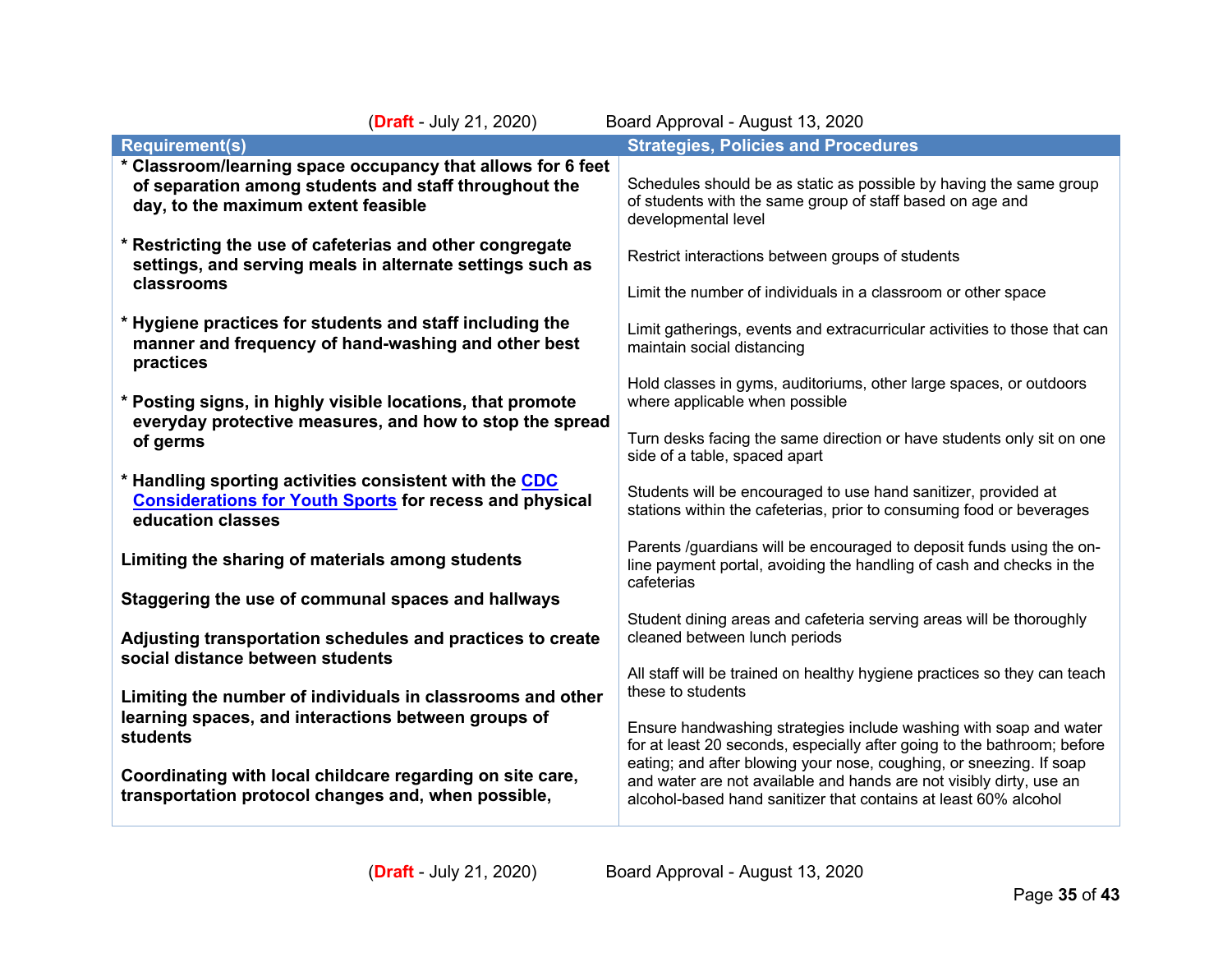| Requirement(s) | Strategies, Policies and Procedures |
|---|---|
| **\* Classroom/learning space occupancy that allows for 6 feet of separation among students and staff throughout the day, to the maximum extent feasible**<br><br>**\* Restricting the use of cafeterias and other congregate settings, and serving meals in alternate settings such as classrooms**<br><br>**\* Hygiene practices for students and staff including the manner and frequency of hand-washing and other best practices**<br><br>**\* Posting signs, in highly visible locations, that promote everyday protective measures, and how to stop the spread of germs**<br><br>**\* Handling sporting activities consistent with the [CDC Considerations for Youth Sports] for recess and physical education classes**<br><br>**Limiting the sharing of materials among students**<br><br>**Staggering the use of communal spaces and hallways**<br><br>**Adjusting transportation schedules and practices to create social distance between students**<br><br>**Limiting the number of individuals in classrooms and other learning spaces, and interactions between groups of students**<br><br>**Coordinating with local childcare regarding on site care, transportation protocol changes and, when possible,** | Schedules should be as static as possible by having the same group of students with the same group of staff based on age and developmental level<br><br>Restrict interactions between groups of students<br><br>Limit the number of individuals in a classroom or other space<br><br>Limit gatherings, events and extracurricular activities to those that can maintain social distancing<br><br>Hold classes in gyms, auditoriums, other large spaces, or outdoors where applicable when possible<br><br>Turn desks facing the same direction or have students only sit on one side of a table, spaced apart<br><br>Students will be encouraged to use hand sanitizer, provided at stations within the cafeterias, prior to consuming food or beverages<br><br>Parents /guardians will be encouraged to deposit funds using the on-line payment portal, avoiding the handling of cash and checks in the cafeterias<br><br>Student dining areas and cafeteria serving areas will be thoroughly cleaned between lunch periods<br><br>All staff will be trained on healthy hygiene practices so they can teach these to students<br><br>Ensure handwashing strategies include washing with soap and water for at least 20 seconds, especially after going to the bathroom; before eating; and after blowing your nose, coughing, or sneezing. If soap and water are not available and hands are not visibly dirty, use an alcohol-based hand sanitizer that contains at least 60% alcohol |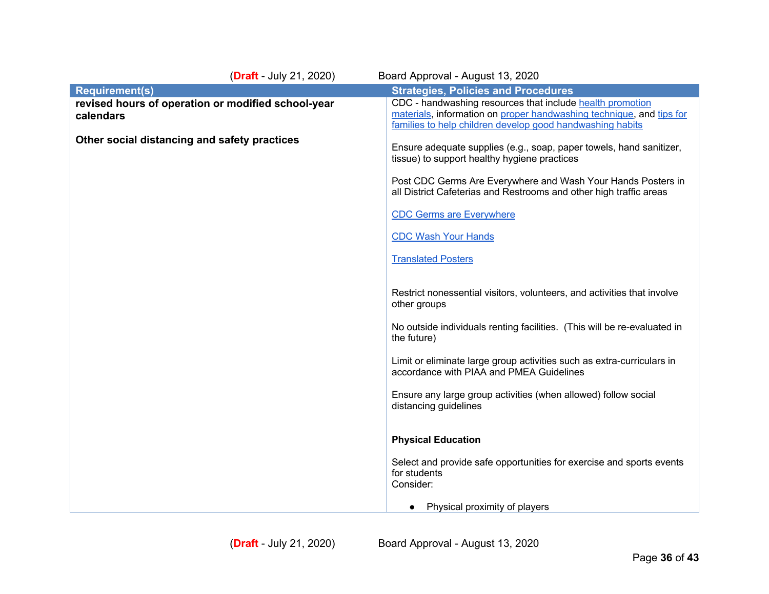| Requirement(s) | Strategies, Policies and Procedures |
|---|---|
| **revised hours of operation or modified school-year calendars**<br><br>**Other social distancing and safety practices** | CDC - handwashing resources that include health promotion materials, information on proper handwashing technique, and tips for families to help children develop good handwashing habits<br><br>Ensure adequate supplies (e.g., soap, paper towels, hand sanitizer, tissue) to support healthy hygiene practices<br><br>Post CDC Germs Are Everywhere and Wash Your Hands Posters in all District Cafeterias and Restrooms and other high traffic areas<br><br>CDC Germs are Everywhere<br><br>CDC Wash Your Hands<br><br>Translated Posters<br><br>Restrict nonessential visitors, volunteers, and activities that involve other groups<br><br>No outside individuals renting facilities. (This will be re-evaluated in the future)<br><br>Limit or eliminate large group activities such as extra-curriculars in accordance with PIAA and PMEA Guidelines<br><br>Ensure any large group activities (when allowed) follow social distancing guidelines<br><br>**Physical Education**<br><br>Select and provide safe opportunities for exercise and sports events for students<br>Consider:<br><br>● Physical proximity of players |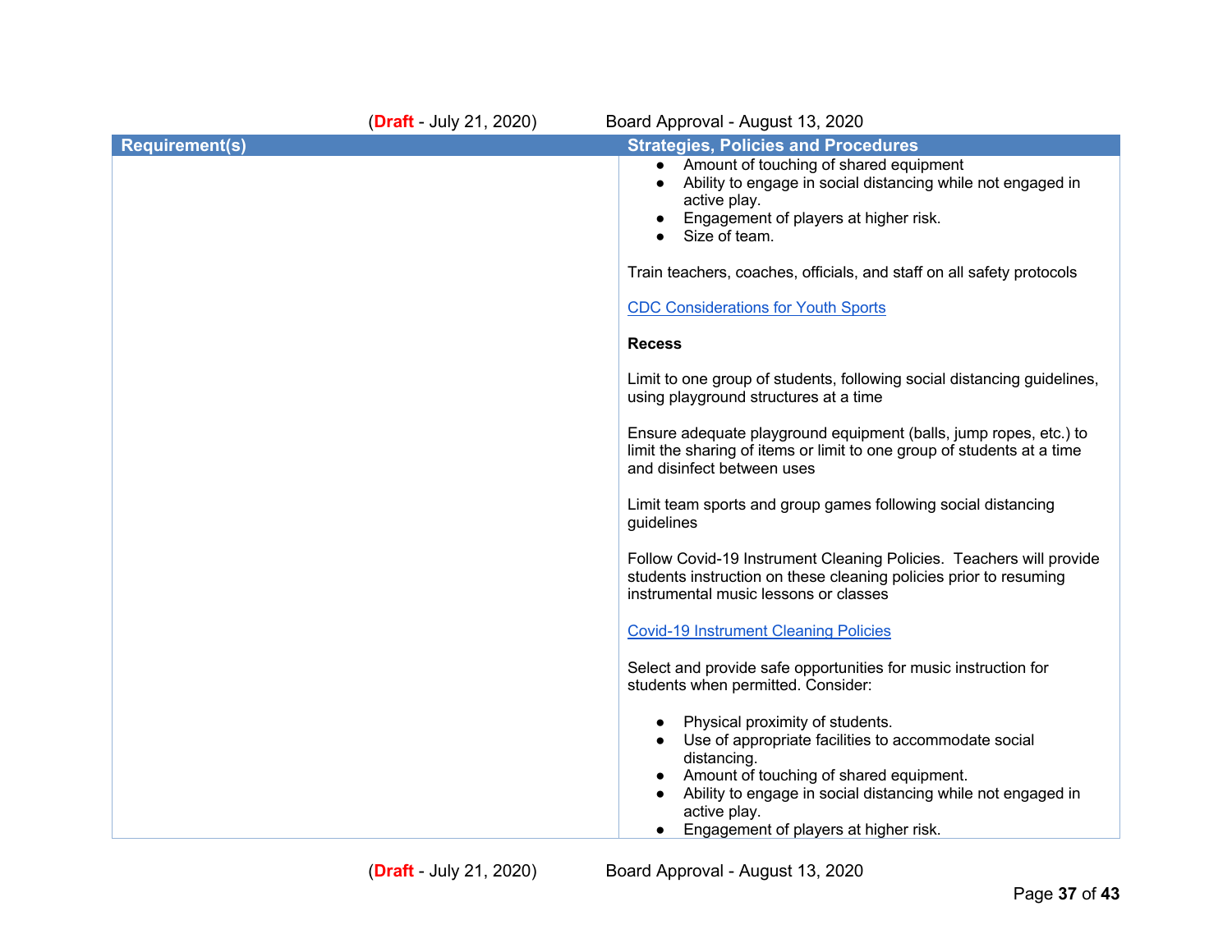| Requirement(s) | Strategies, Policies and Procedures |
| --- | --- |
| | • Amount of touching of shared equipment<br>• Ability to engage in social distancing while not engaged in active play.<br>• Engagement of players at higher risk.<br>• Size of team.<br><br>Train teachers, coaches, officials, and staff on all safety protocols<br><br>CDC Considerations for Youth Sports<br><br>**Recess**<br><br>Limit to one group of students, following social distancing guidelines, using playground structures at a time<br><br>Ensure adequate playground equipment (balls, jump ropes, etc.) to limit the sharing of items or limit to one group of students at a time and disinfect between uses<br><br>Limit team sports and group games following social distancing guidelines<br><br>Follow Covid-19 Instrument Cleaning Policies.  Teachers will provide students instruction on these cleaning policies prior to resuming instrumental music lessons or classes<br><br>Covid-19 Instrument Cleaning Policies<br><br>Select and provide safe opportunities for music instruction for students when permitted. Consider:<br><br>• Physical proximity of students.<br>• Use of appropriate facilities to accommodate social distancing.<br>• Amount of touching of shared equipment.<br>• Ability to engage in social distancing while not engaged in active play.<br>• Engagement of players at higher risk. |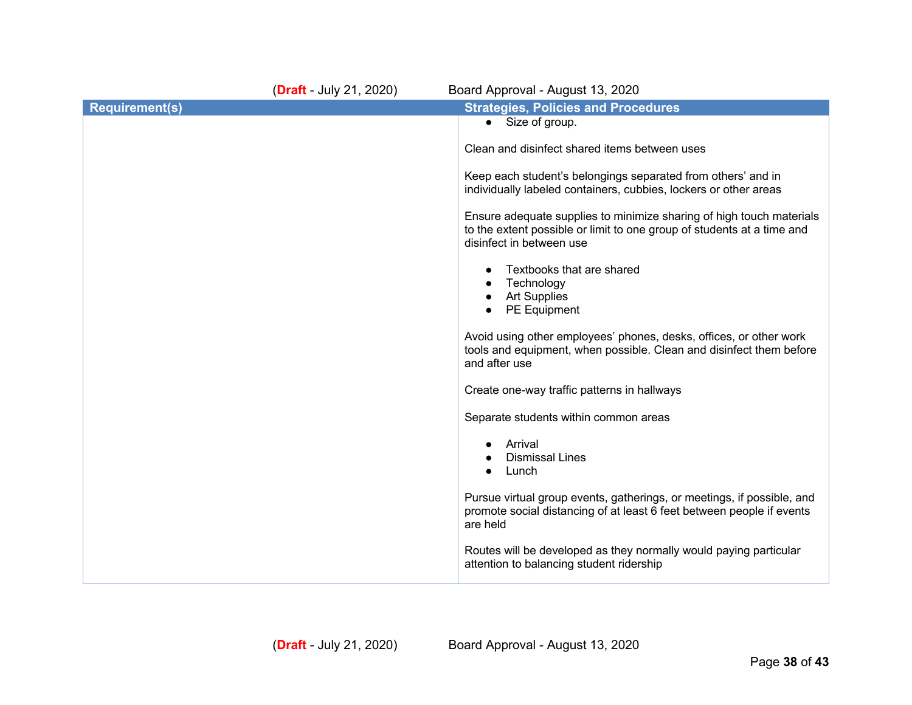| Requirement(s) | Strategies, Policies and Procedures |
|---|---|
| | • Size of group.<br><br>Clean and disinfect shared items between uses<br><br>Keep each student's belongings separated from others' and in individually labeled containers, cubbies, lockers or other areas<br><br>Ensure adequate supplies to minimize sharing of high touch materials to the extent possible or limit to one group of students at a time and disinfect in between use<br><br>• Textbooks that are shared<br>• Technology<br>• Art Supplies<br>• PE Equipment<br><br>Avoid using other employees' phones, desks, offices, or other work tools and equipment, when possible. Clean and disinfect them before and after use<br><br>Create one-way traffic patterns in hallways<br><br>Separate students within common areas<br><br>• Arrival<br>• Dismissal Lines<br>• Lunch<br><br>Pursue virtual group events, gatherings, or meetings, if possible, and promote social distancing of at least 6 feet between people if events are held<br><br>Routes will be developed as they normally would paying particular attention to balancing student ridership |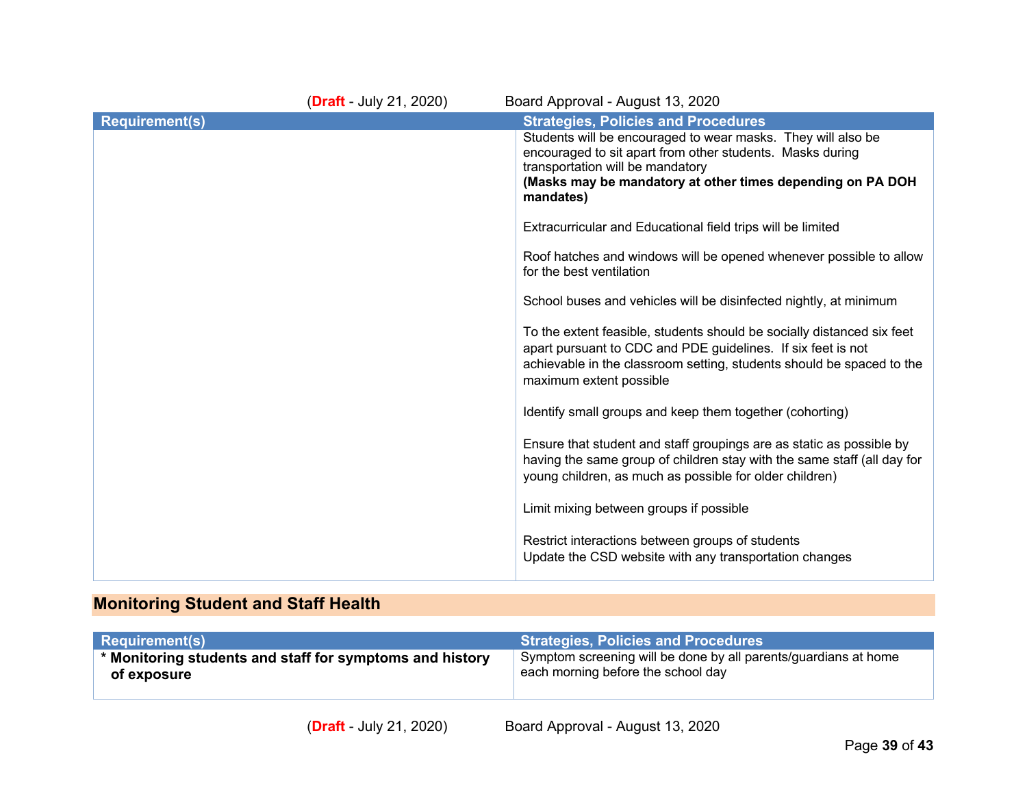| Requirement(s) | Strategies, Policies and Procedures |
|---|---|
| | Students will be encouraged to wear masks. They will also be encouraged to sit apart from other students. Masks during transportation will be mandatory<br>**(Masks may be mandatory at other times depending on PA DOH mandates)**<br><br>Extracurricular and Educational field trips will be limited<br><br>Roof hatches and windows will be opened whenever possible to allow for the best ventilation<br><br>School buses and vehicles will be disinfected nightly, at minimum<br><br>To the extent feasible, students should be socially distanced six feet apart pursuant to CDC and PDE guidelines. If six feet is not achievable in the classroom setting, students should be spaced to the maximum extent possible<br><br>Identify small groups and keep them together (cohorting)<br><br>Ensure that student and staff groupings are as static as possible by having the same group of children stay with the same staff (all day for young children, as much as possible for older children)<br><br>Limit mixing between groups if possible<br><br>Restrict interactions between groups of students<br>Update the CSD website with any transportation changes |

## Monitoring Student and Staff Health

| Requirement(s) | Strategies, Policies and Procedures |
|---|---|
| **\* Monitoring students and staff for symptoms and history of exposure** | Symptom screening will be done by all parents/guardians at home each morning before the school day |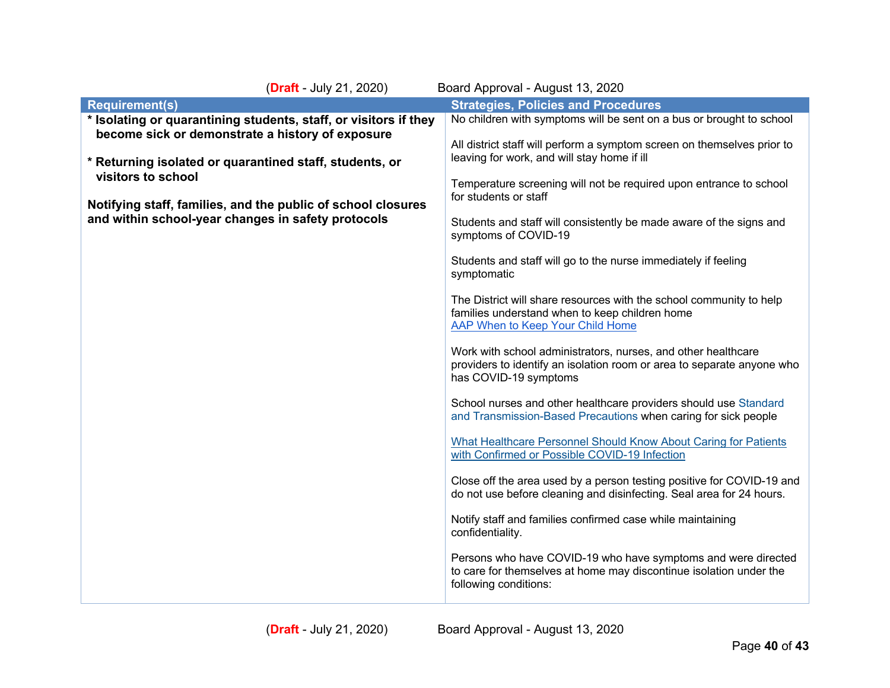| Requirement(s) | Strategies, Policies and Procedures |
|---|---|
| **\* Isolating or quarantining students, staff, or visitors if they become sick or demonstrate a history of exposure**<br><br>**\* Returning isolated or quarantined staff, students, or visitors to school**<br><br>**Notifying staff, families, and the public of school closures and within school-year changes in safety protocols** | No children with symptoms will be sent on a bus or brought to school<br><br>All district staff will perform a symptom screen on themselves prior to leaving for work, and will stay home if ill<br><br>Temperature screening will not be required upon entrance to school for students or staff<br><br>Students and staff will consistently be made aware of the signs and symptoms of COVID-19<br><br>Students and staff will go to the nurse immediately if feeling symptomatic<br><br>The District will share resources with the school community to help families understand when to keep children home<br>AAP When to Keep Your Child Home<br><br>Work with school administrators, nurses, and other healthcare providers to identify an isolation room or area to separate anyone who has COVID-19 symptoms<br><br>School nurses and other healthcare providers should use Standard and Transmission-Based Precautions when caring for sick people<br><br>What Healthcare Personnel Should Know About Caring for Patients with Confirmed or Possible COVID-19 Infection<br><br>Close off the area used by a person testing positive for COVID-19 and do not use before cleaning and disinfecting. Seal area for 24 hours.<br><br>Notify staff and families confirmed case while maintaining confidentiality.<br><br>Persons who have COVID-19 who have symptoms and were directed to care for themselves at home may discontinue isolation under the following conditions: |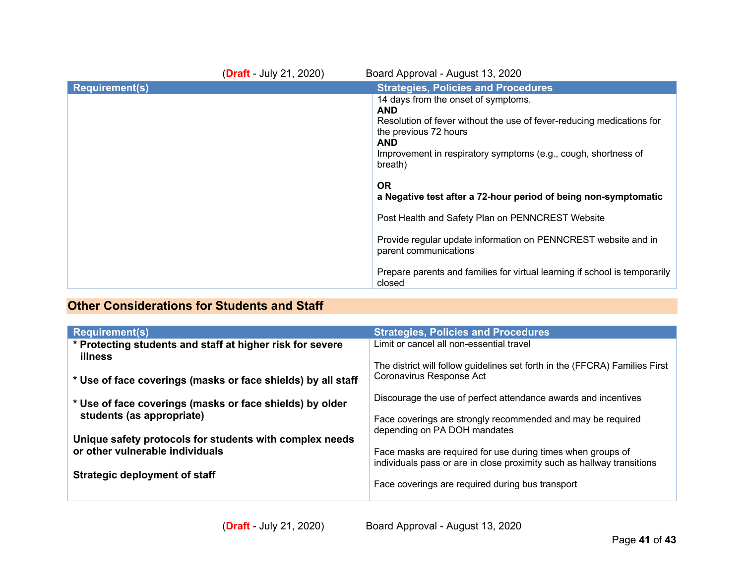| Requirement(s) | Strategies, Policies and Procedures |
|---|---|
| | 14 days from the onset of symptoms.<br>**AND**<br>Resolution of fever without the use of fever-reducing medications for the previous 72 hours<br>**AND**<br>Improvement in respiratory symptoms (e.g., cough, shortness of breath)<br><br>**OR**<br>**a Negative test after a 72-hour period of being non-symptomatic**<br><br>Post Health and Safety Plan on PENNCREST Website<br><br>Provide regular update information on PENNCREST website and in parent communications<br><br>Prepare parents and families for virtual learning if school is temporarily closed |

## Other Considerations for Students and Staff

| Requirement(s) | Strategies, Policies and Procedures |
|---|---|
| **\* Protecting students and staff at higher risk for severe illness**<br><br>**\* Use of face coverings (masks or face shields) by all staff**<br><br>**\* Use of face coverings (masks or face shields) by older students (as appropriate)**<br><br>**Unique safety protocols for students with complex needs or other vulnerable individuals**<br><br>**Strategic deployment of staff** | Limit or cancel all non-essential travel<br><br>The district will follow guidelines set forth in the (FFCRA) Families First Coronavirus Response Act<br><br>Discourage the use of perfect attendance awards and incentives<br><br>Face coverings are strongly recommended and may be required depending on PA DOH mandates<br><br>Face masks are required for use during times when groups of individuals pass or are in close proximity such as hallway transitions<br><br>Face coverings are required during bus transport |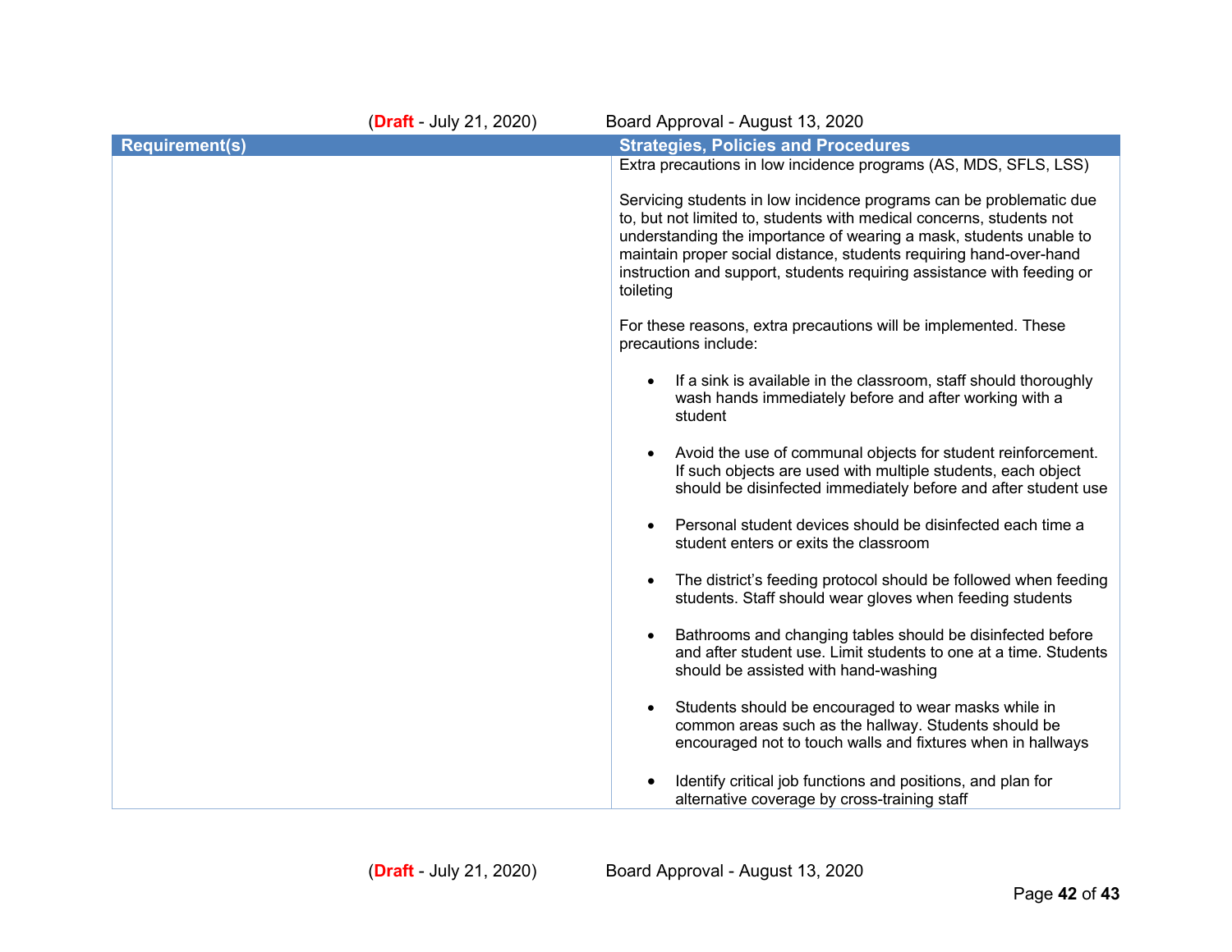| Requirement(s) | Strategies, Policies and Procedures |
|---|---|
| | Extra precautions in low incidence programs (AS, MDS, SFLS, LSS)<br><br>Servicing students in low incidence programs can be problematic due to, but not limited to, students with medical concerns, students not understanding the importance of wearing a mask, students unable to maintain proper social distance, students requiring hand-over-hand instruction and support, students requiring assistance with feeding or toileting<br><br>For these reasons, extra precautions will be implemented. These precautions include:<br><br>• If a sink is available in the classroom, staff should thoroughly wash hands immediately before and after working with a student<br><br>• Avoid the use of communal objects for student reinforcement. If such objects are used with multiple students, each object should be disinfected immediately before and after student use<br><br>• Personal student devices should be disinfected each time a student enters or exits the classroom<br><br>• The district's feeding protocol should be followed when feeding students. Staff should wear gloves when feeding students<br><br>• Bathrooms and changing tables should be disinfected before and after student use. Limit students to one at a time. Students should be assisted with hand-washing<br><br>• Students should be encouraged to wear masks while in common areas such as the hallway. Students should be encouraged not to touch walls and fixtures when in hallways<br><br>• Identify critical job functions and positions, and plan for alternative coverage by cross-training staff |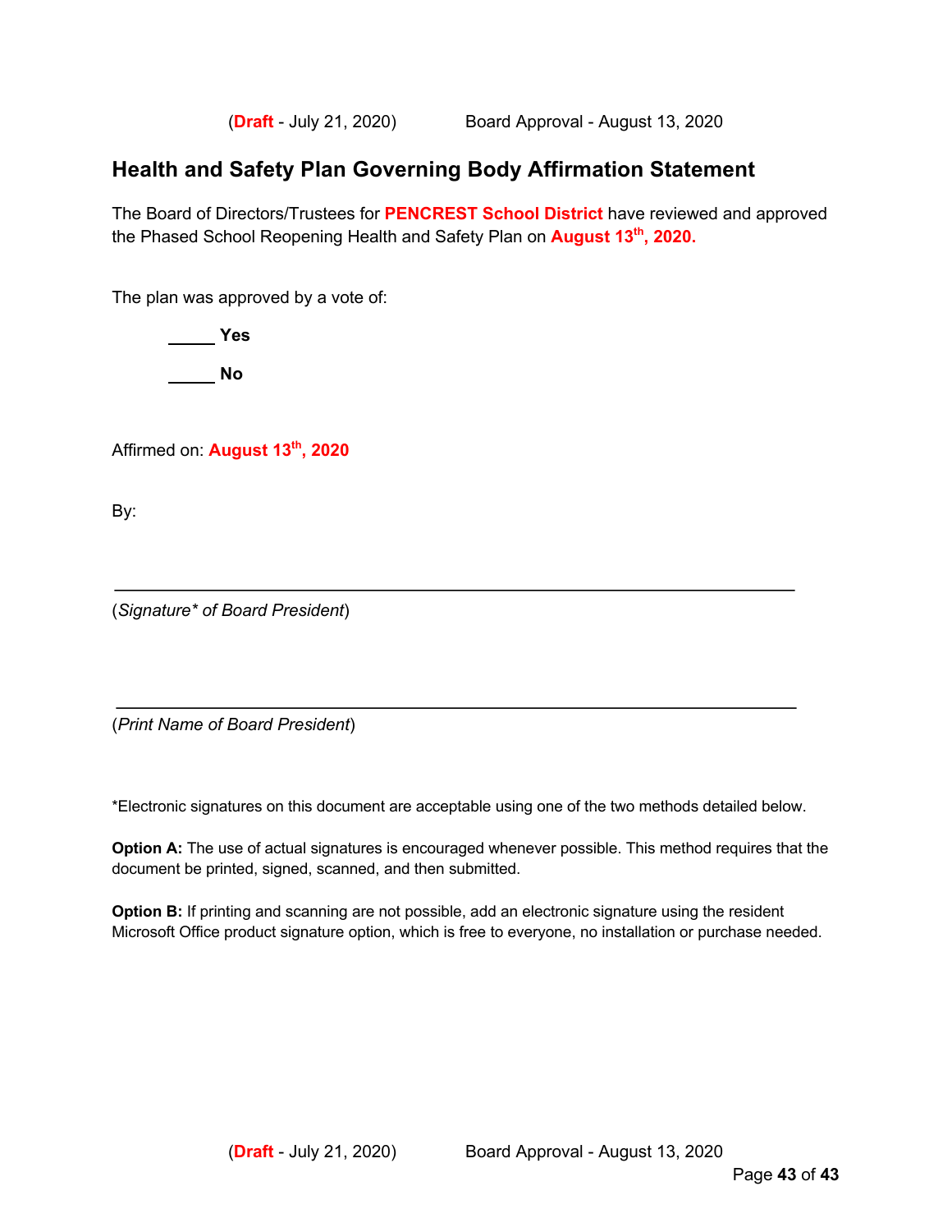## Health and Safety Plan Governing Body Affirmation Statement

The Board of Directors/Trustees for **PENCREST School District** have reviewed and approved the Phased School Reopening Health and Safety Plan on **August 13th, 2020.**

The plan was approved by a vote of:

_____ **Yes**

_____ **No**

Affirmed on: **August 13th, 2020**

By:

_______________________________________________

(*Signature* of Board President*)

_______________________________________________

(*Print Name of Board President*)

*Electronic signatures on this document are acceptable using one of the two methods detailed below.

**Option A:** The use of actual signatures is encouraged whenever possible. This method requires that the document be printed, signed, scanned, and then submitted.

**Option B:** If printing and scanning are not possible, add an electronic signature using the resident Microsoft Office product signature option, which is free to everyone, no installation or purchase needed.